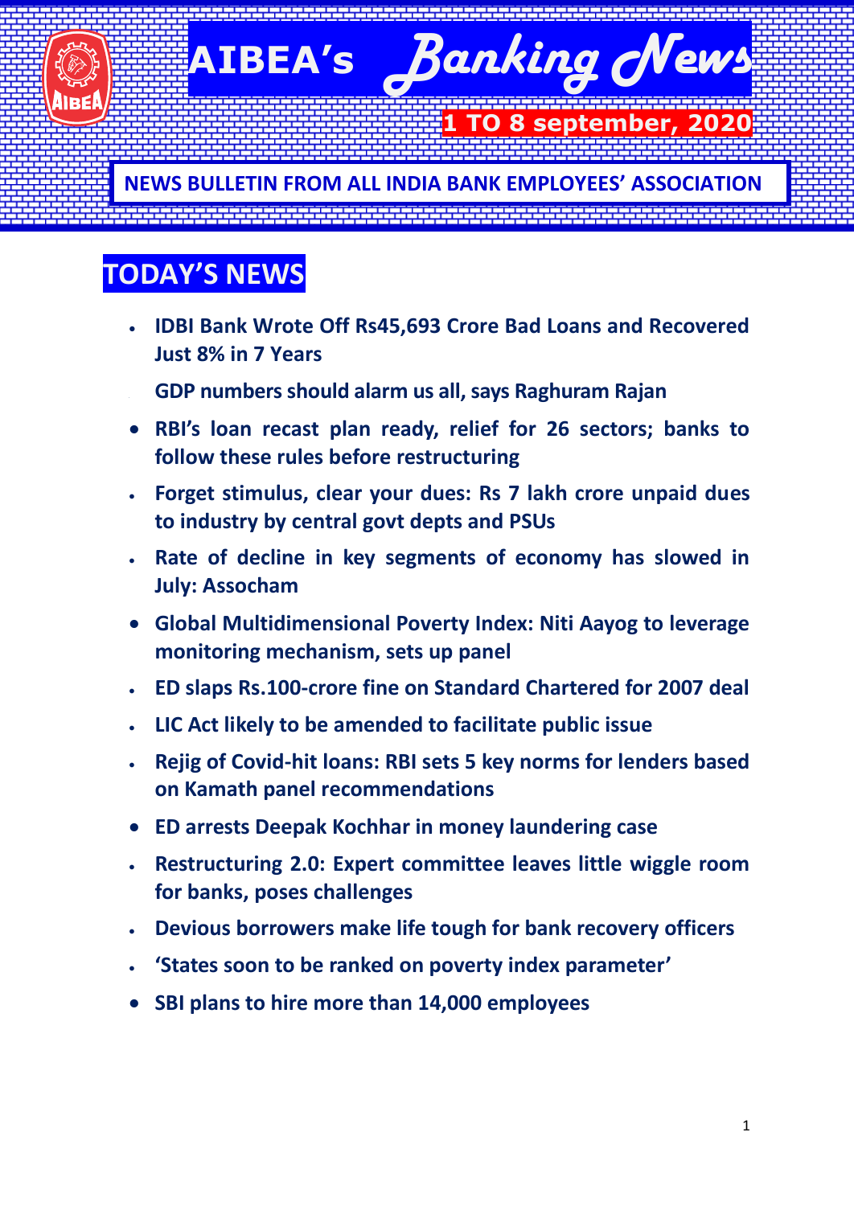# AIBEA's Banking News

**1 TO 8 september, 2020**

**NEWS BULLETIN FROM ALL INDIA BANK EMPLOYEES' ASSOCIATION**

## TODAY'S NEWS

- **IDBI Bank Wrote Off Rs45,693 Crore Bad Loans and Recovered Just 8% in 7 Years**
- **GDP numbers should alarm us all, says Raghuram Rajan**
- **RBI's loan recast plan ready, relief for 26 sectors; banks to follow these rules before restructuring**
- **Forget stimulus, clear your dues: Rs 7 lakh crore unpaid dues to industry by central govt depts and PSUs**
- **Rate of decline in key segments of economy has slowed in July: Assocham**
- **Global Multidimensional Poverty Index: Niti Aayog to leverage monitoring mechanism, sets up panel**
- **ED slaps Rs.100-crore fine on Standard Chartered for 2007 deal**
- **LIC Act likely to be amended to facilitate public issue**
- **Rejig of Covid-hit loans: RBI sets 5 key norms for lenders based on Kamath panel recommendations**
- **ED arrests Deepak Kochhar in money laundering case**
- **Restructuring 2.0: Expert committee leaves little wiggle room for banks, poses challenges**
- **Devious borrowers make life tough for bank recovery officers**
- **'States soon to be ranked on poverty index parameter'**
- **SBI plans to hire more than 14,000 employees**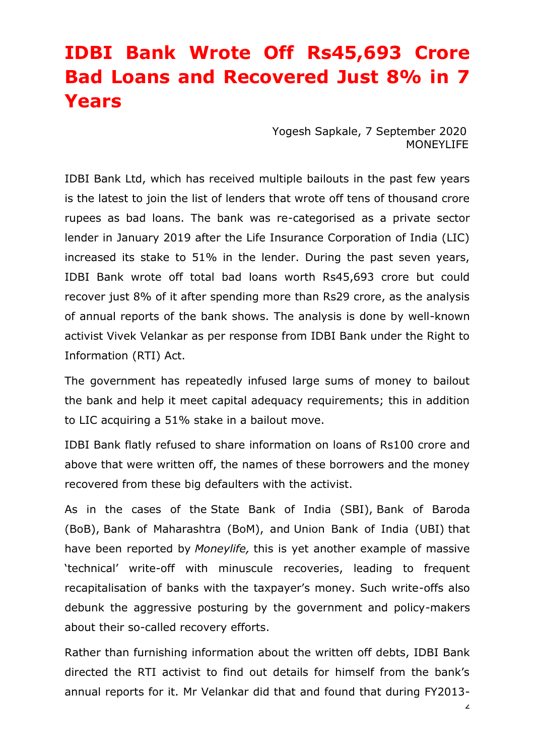# IDBI Bank Wrote Off Rs45,693 Crore Bad Loans and Recovered Just 8% in 7 Years

Yogesh Sapkale, 7 September 2020
MONEYLIFE

IDBI Bank Ltd, which has received multiple bailouts in the past few years is the latest to join the list of lenders that wrote off tens of thousand crore rupees as bad loans. The bank was re-categorised as a private sector lender in January 2019 after the Life Insurance Corporation of India (LIC) increased its stake to 51% in the lender. During the past seven years, IDBI Bank wrote off total bad loans worth Rs45,693 crore but could recover just 8% of it after spending more than Rs29 crore, as the analysis of annual reports of the bank shows. The analysis is done by well-known activist Vivek Velankar as per response from IDBI Bank under the Right to Information (RTI) Act.

The government has repeatedly infused large sums of money to bailout the bank and help it meet capital adequacy requirements; this in addition to LIC acquiring a 51% stake in a bailout move.

IDBI Bank flatly refused to share information on loans of Rs100 crore and above that were written off, the names of these borrowers and the money recovered from these big defaulters with the activist.

As in the cases of the State Bank of India (SBI), Bank of Baroda (BoB), Bank of Maharashtra (BoM), and Union Bank of India (UBI) that have been reported by *Moneylife,* this is yet another example of massive 'technical' write-off with minuscule recoveries, leading to frequent recapitalisation of banks with the taxpayer's money. Such write-offs also debunk the aggressive posturing by the government and policy-makers about their so-called recovery efforts.

Rather than furnishing information about the written off debts, IDBI Bank directed the RTI activist to find out details for himself from the bank's annual reports for it. Mr Velankar did that and found that during FY2013-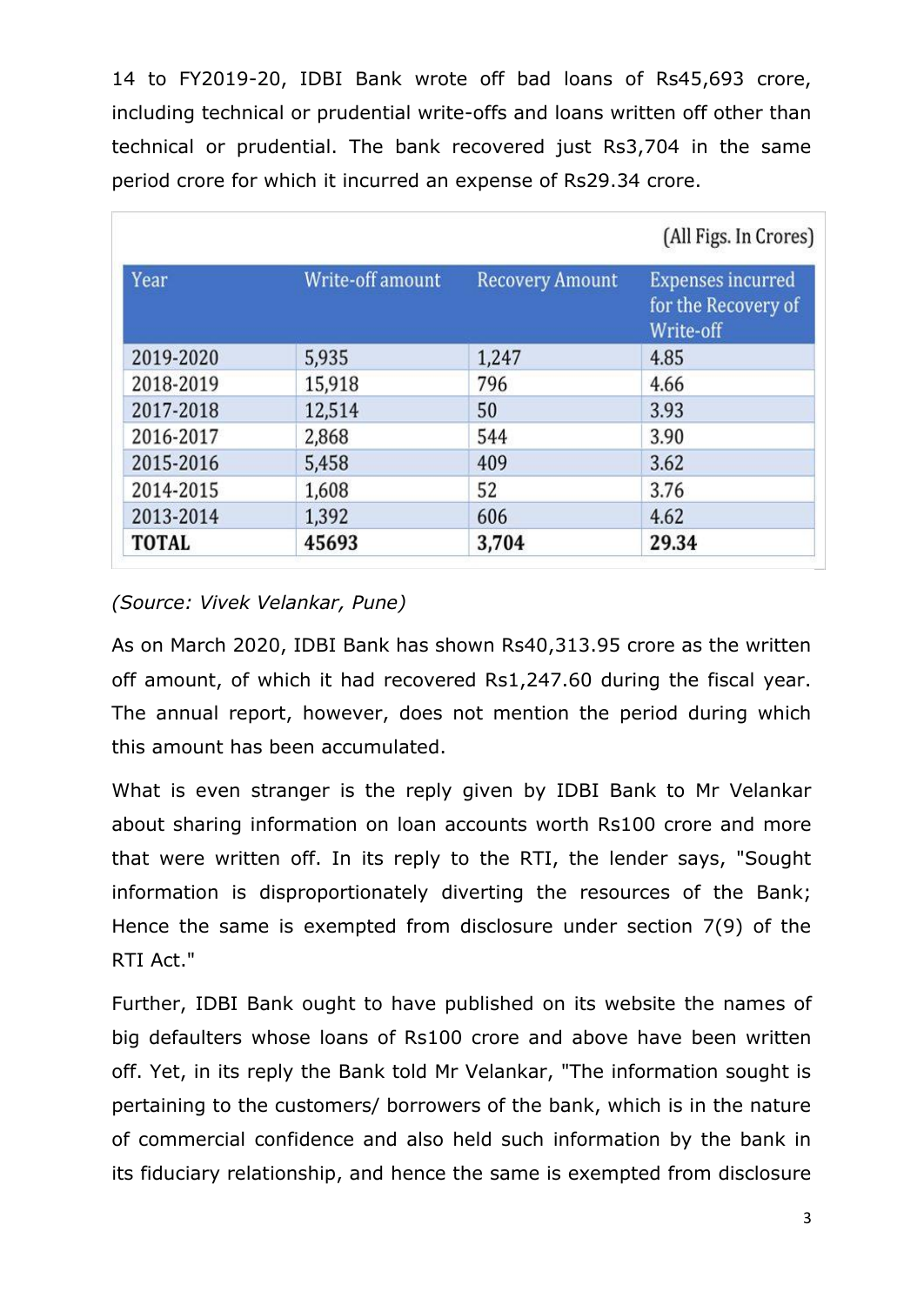14 to FY2019-20, IDBI Bank wrote off bad loans of Rs45,693 crore, including technical or prudential write-offs and loans written off other than technical or prudential. The bank recovered just Rs3,704 in the same period crore for which it incurred an expense of Rs29.34 crore.

(All Figs. In Crores)

| Year | Write-off amount | Recovery Amount | Expenses incurred for the Recovery of Write-off |
|---|---|---|---|
| 2019-2020 | 5,935 | 1,247 | 4.85 |
| 2018-2019 | 15,918 | 796 | 4.66 |
| 2017-2018 | 12,514 | 50 | 3.93 |
| 2016-2017 | 2,868 | 544 | 3.90 |
| 2015-2016 | 5,458 | 409 | 3.62 |
| 2014-2015 | 1,608 | 52 | 3.76 |
| 2013-2014 | 1,392 | 606 | 4.62 |
| **TOTAL** | **45693** | **3,704** | **29.34** |

*(Source: Vivek Velankar, Pune)*

As on March 2020, IDBI Bank has shown Rs40,313.95 crore as the written off amount, of which it had recovered Rs1,247.60 during the fiscal year. The annual report, however, does not mention the period during which this amount has been accumulated.

What is even stranger is the reply given by IDBI Bank to Mr Velankar about sharing information on loan accounts worth Rs100 crore and more that were written off. In its reply to the RTI, the lender says, "Sought information is disproportionately diverting the resources of the Bank; Hence the same is exempted from disclosure under section 7(9) of the RTI Act."

Further, IDBI Bank ought to have published on its website the names of big defaulters whose loans of Rs100 crore and above have been written off. Yet, in its reply the Bank told Mr Velankar, "The information sought is pertaining to the customers/ borrowers of the bank, which is in the nature of commercial confidence and also held such information by the bank in its fiduciary relationship, and hence the same is exempted from disclosure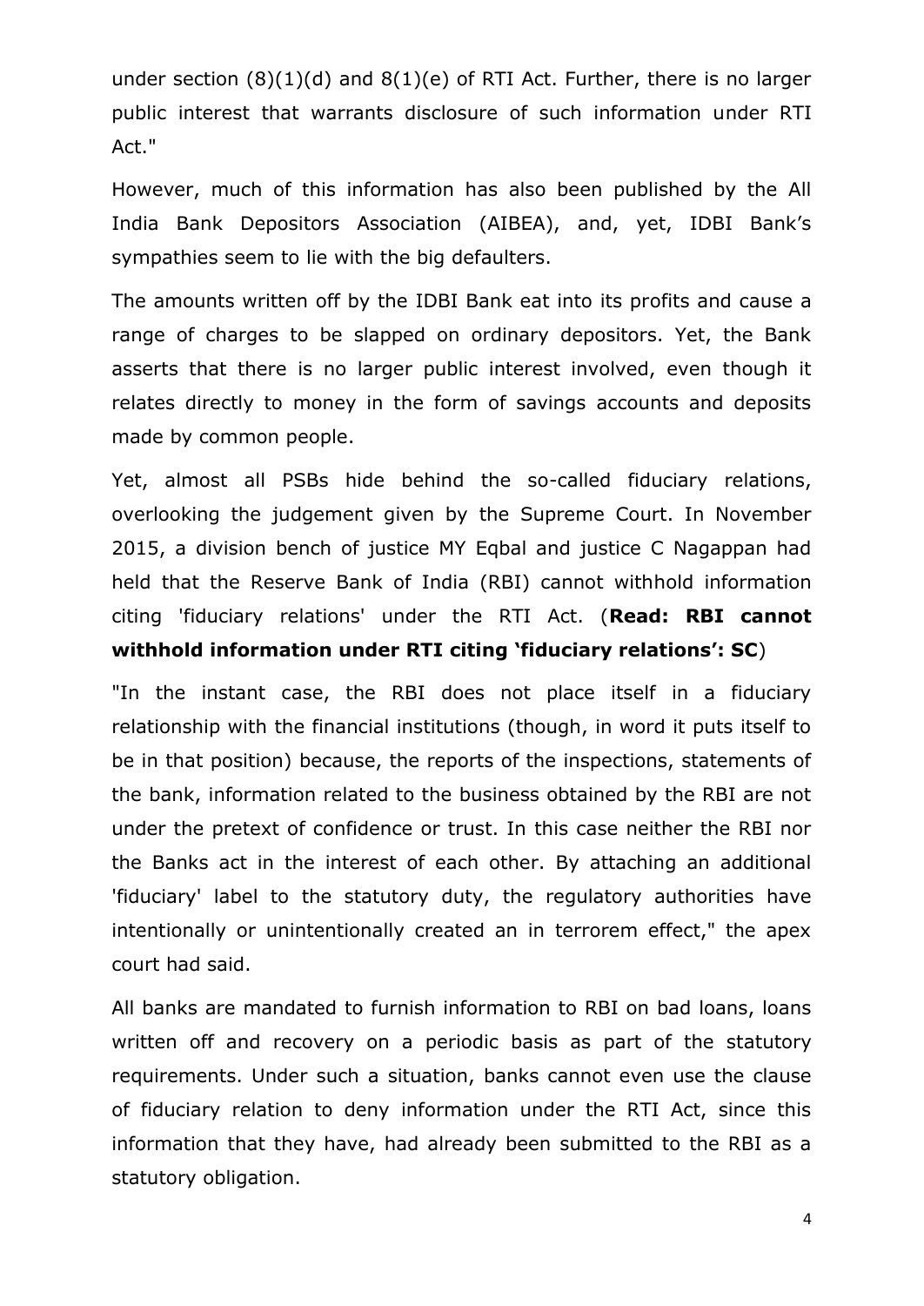under section (8)(1)(d) and 8(1)(e) of RTI Act. Further, there is no larger public interest that warrants disclosure of such information under RTI Act."

However, much of this information has also been published by the All India Bank Depositors Association (AIBEA), and, yet, IDBI Bank's sympathies seem to lie with the big defaulters.

The amounts written off by the IDBI Bank eat into its profits and cause a range of charges to be slapped on ordinary depositors. Yet, the Bank asserts that there is no larger public interest involved, even though it relates directly to money in the form of savings accounts and deposits made by common people.

Yet, almost all PSBs hide behind the so-called fiduciary relations, overlooking the judgement given by the Supreme Court. In November 2015, a division bench of justice MY Eqbal and justice C Nagappan had held that the Reserve Bank of India (RBI) cannot withhold information citing 'fiduciary relations' under the RTI Act. (**Read: RBI cannot withhold information under RTI citing 'fiduciary relations': SC**)

"In the instant case, the RBI does not place itself in a fiduciary relationship with the financial institutions (though, in word it puts itself to be in that position) because, the reports of the inspections, statements of the bank, information related to the business obtained by the RBI are not under the pretext of confidence or trust. In this case neither the RBI nor the Banks act in the interest of each other. By attaching an additional 'fiduciary' label to the statutory duty, the regulatory authorities have intentionally or unintentionally created an in terrorem effect," the apex court had said.

All banks are mandated to furnish information to RBI on bad loans, loans written off and recovery on a periodic basis as part of the statutory requirements. Under such a situation, banks cannot even use the clause of fiduciary relation to deny information under the RTI Act, since this information that they have, had already been submitted to the RBI as a statutory obligation.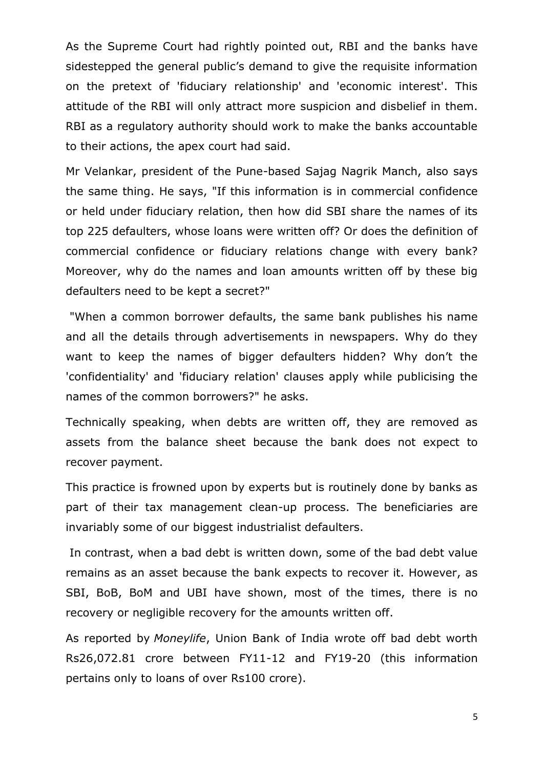As the Supreme Court had rightly pointed out, RBI and the banks have sidestepped the general public's demand to give the requisite information on the pretext of 'fiduciary relationship' and 'economic interest'. This attitude of the RBI will only attract more suspicion and disbelief in them. RBI as a regulatory authority should work to make the banks accountable to their actions, the apex court had said.

Mr Velankar, president of the Pune-based Sajag Nagrik Manch, also says the same thing. He says, "If this information is in commercial confidence or held under fiduciary relation, then how did SBI share the names of its top 225 defaulters, whose loans were written off? Or does the definition of commercial confidence or fiduciary relations change with every bank? Moreover, why do the names and loan amounts written off by these big defaulters need to be kept a secret?"

"When a common borrower defaults, the same bank publishes his name and all the details through advertisements in newspapers. Why do they want to keep the names of bigger defaulters hidden? Why don't the 'confidentiality' and 'fiduciary relation' clauses apply while publicising the names of the common borrowers?" he asks.

Technically speaking, when debts are written off, they are removed as assets from the balance sheet because the bank does not expect to recover payment.

This practice is frowned upon by experts but is routinely done by banks as part of their tax management clean-up process. The beneficiaries are invariably some of our biggest industrialist defaulters.

In contrast, when a bad debt is written down, some of the bad debt value remains as an asset because the bank expects to recover it. However, as SBI, BoB, BoM and UBI have shown, most of the times, there is no recovery or negligible recovery for the amounts written off.

As reported by *Moneylife*, Union Bank of India wrote off bad debt worth Rs26,072.81 crore between FY11-12 and FY19-20 (this information pertains only to loans of over Rs100 crore).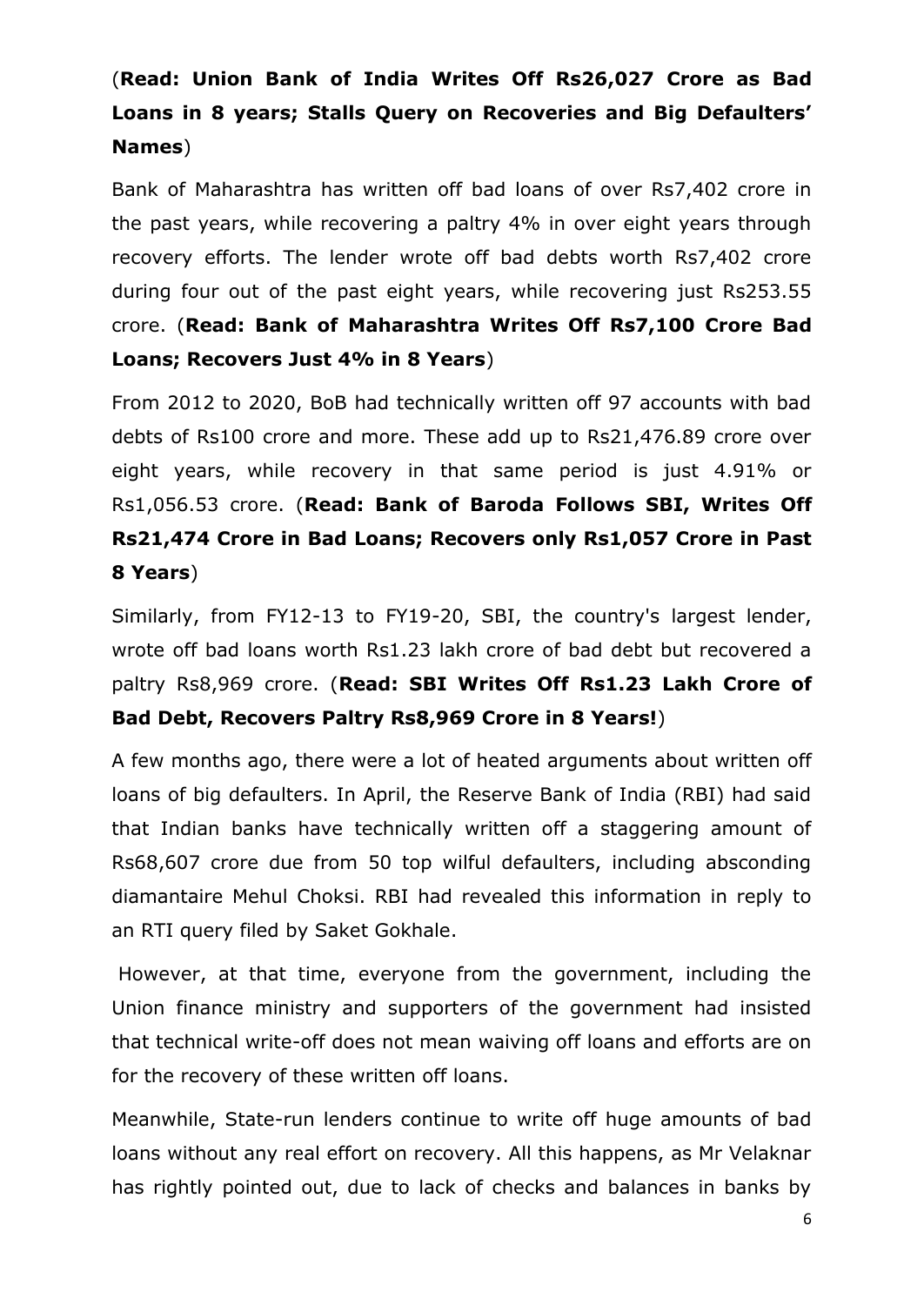(**Read: Union Bank of India Writes Off Rs26,027 Crore as Bad Loans in 8 years; Stalls Query on Recoveries and Big Defaulters' Names**)

Bank of Maharashtra has written off bad loans of over Rs7,402 crore in the past years, while recovering a paltry 4% in over eight years through recovery efforts. The lender wrote off bad debts worth Rs7,402 crore during four out of the past eight years, while recovering just Rs253.55 crore. (**Read: Bank of Maharashtra Writes Off Rs7,100 Crore Bad Loans; Recovers Just 4% in 8 Years**)

From 2012 to 2020, BoB had technically written off 97 accounts with bad debts of Rs100 crore and more. These add up to Rs21,476.89 crore over eight years, while recovery in that same period is just 4.91% or Rs1,056.53 crore. (**Read: Bank of Baroda Follows SBI, Writes Off Rs21,474 Crore in Bad Loans; Recovers only Rs1,057 Crore in Past 8 Years**)

Similarly, from FY12-13 to FY19-20, SBI, the country's largest lender, wrote off bad loans worth Rs1.23 lakh crore of bad debt but recovered a paltry Rs8,969 crore. (**Read: SBI Writes Off Rs1.23 Lakh Crore of Bad Debt, Recovers Paltry Rs8,969 Crore in 8 Years!**)

A few months ago, there were a lot of heated arguments about written off loans of big defaulters. In April, the Reserve Bank of India (RBI) had said that Indian banks have technically written off a staggering amount of Rs68,607 crore due from 50 top wilful defaulters, including absconding diamantaire Mehul Choksi. RBI had revealed this information in reply to an RTI query filed by Saket Gokhale.

However, at that time, everyone from the government, including the Union finance ministry and supporters of the government had insisted that technical write-off does not mean waiving off loans and efforts are on for the recovery of these written off loans.

Meanwhile, State-run lenders continue to write off huge amounts of bad loans without any real effort on recovery. All this happens, as Mr Velaknar has rightly pointed out, due to lack of checks and balances in banks by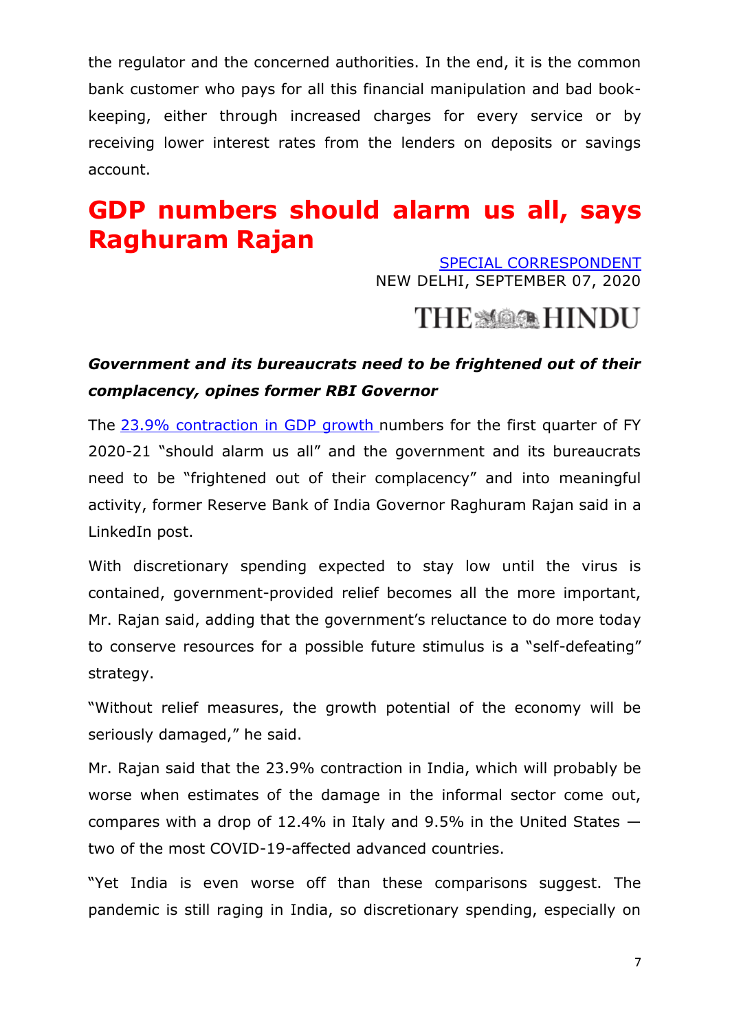the regulator and the concerned authorities. In the end, it is the common bank customer who pays for all this financial manipulation and bad book-keeping, either through increased charges for every service or by receiving lower interest rates from the lenders on deposits or savings account.

# GDP numbers should alarm us all, says Raghuram Rajan

SPECIAL CORRESPONDENT
NEW DELHI, SEPTEMBER 07, 2020

THE HINDU

***Government and its bureaucrats need to be frightened out of their complacency, opines former RBI Governor***

The 23.9% contraction in GDP growth numbers for the first quarter of FY 2020-21 "should alarm us all" and the government and its bureaucrats need to be "frightened out of their complacency" and into meaningful activity, former Reserve Bank of India Governor Raghuram Rajan said in a LinkedIn post.

With discretionary spending expected to stay low until the virus is contained, government-provided relief becomes all the more important, Mr. Rajan said, adding that the government's reluctance to do more today to conserve resources for a possible future stimulus is a "self-defeating" strategy.

"Without relief measures, the growth potential of the economy will be seriously damaged," he said.

Mr. Rajan said that the 23.9% contraction in India, which will probably be worse when estimates of the damage in the informal sector come out, compares with a drop of 12.4% in Italy and 9.5% in the United States — two of the most COVID-19-affected advanced countries.

"Yet India is even worse off than these comparisons suggest. The pandemic is still raging in India, so discretionary spending, especially on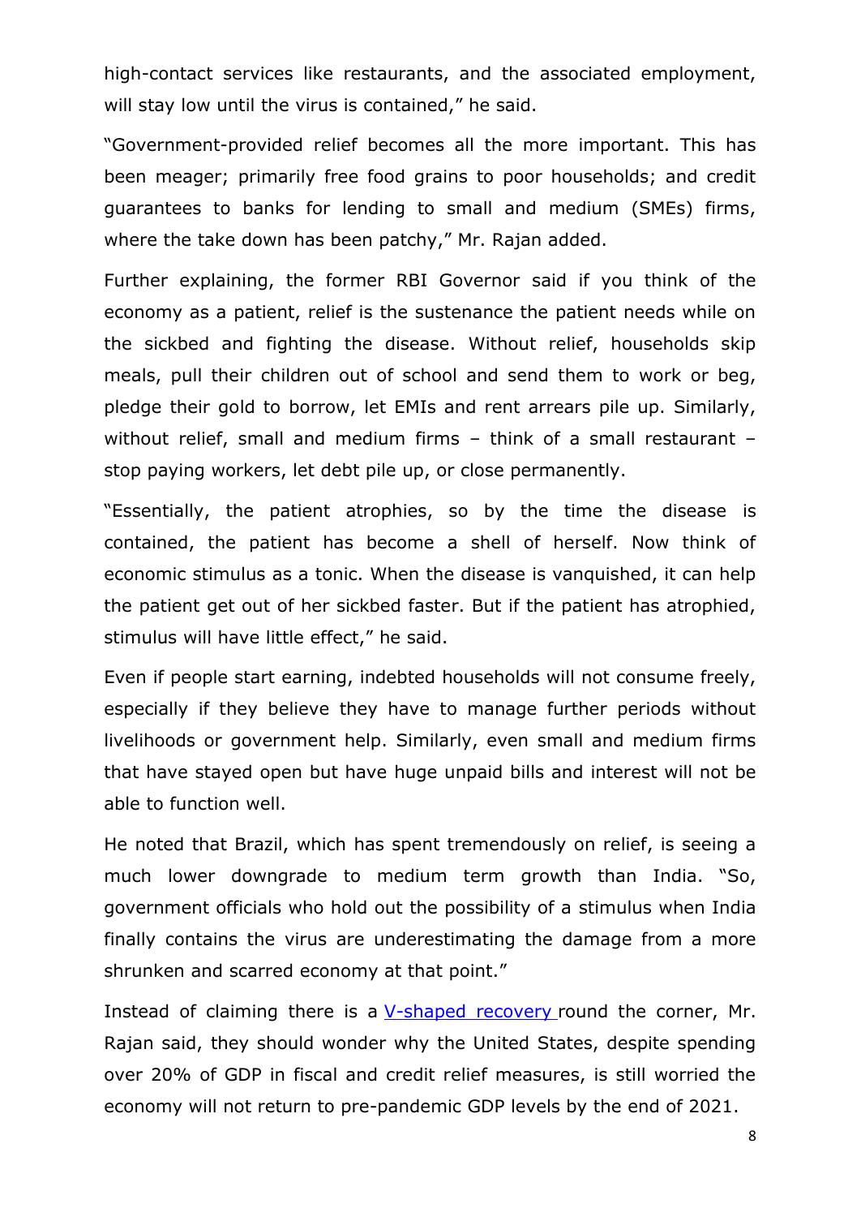high-contact services like restaurants, and the associated employment, will stay low until the virus is contained," he said.

"Government-provided relief becomes all the more important. This has been meager; primarily free food grains to poor households; and credit guarantees to banks for lending to small and medium (SMEs) firms, where the take down has been patchy," Mr. Rajan added.

Further explaining, the former RBI Governor said if you think of the economy as a patient, relief is the sustenance the patient needs while on the sickbed and fighting the disease. Without relief, households skip meals, pull their children out of school and send them to work or beg, pledge their gold to borrow, let EMIs and rent arrears pile up. Similarly, without relief, small and medium firms – think of a small restaurant – stop paying workers, let debt pile up, or close permanently.

"Essentially, the patient atrophies, so by the time the disease is contained, the patient has become a shell of herself. Now think of economic stimulus as a tonic. When the disease is vanquished, it can help the patient get out of her sickbed faster. But if the patient has atrophied, stimulus will have little effect," he said.

Even if people start earning, indebted households will not consume freely, especially if they believe they have to manage further periods without livelihoods or government help. Similarly, even small and medium firms that have stayed open but have huge unpaid bills and interest will not be able to function well.

He noted that Brazil, which has spent tremendously on relief, is seeing a much lower downgrade to medium term growth than India. "So, government officials who hold out the possibility of a stimulus when India finally contains the virus are underestimating the damage from a more shrunken and scarred economy at that point."

Instead of claiming there is a [V-shaped recovery](#) round the corner, Mr. Rajan said, they should wonder why the United States, despite spending over 20% of GDP in fiscal and credit relief measures, is still worried the economy will not return to pre-pandemic GDP levels by the end of 2021.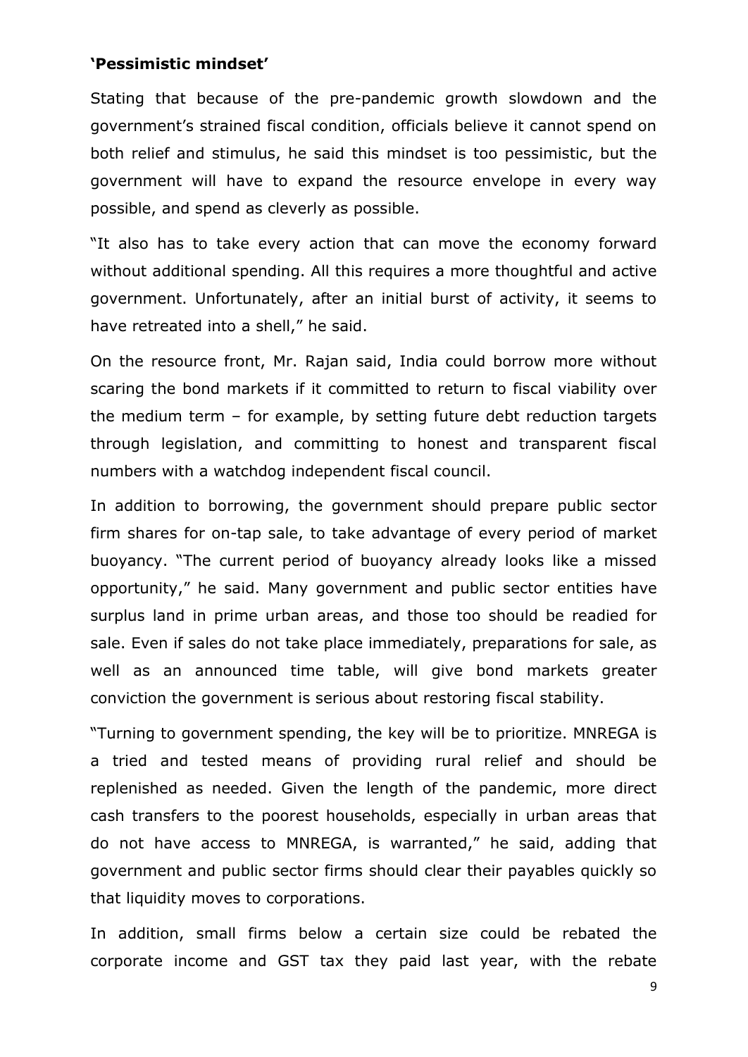**'Pessimistic mindset'**

Stating that because of the pre-pandemic growth slowdown and the government's strained fiscal condition, officials believe it cannot spend on both relief and stimulus, he said this mindset is too pessimistic, but the government will have to expand the resource envelope in every way possible, and spend as cleverly as possible.

"It also has to take every action that can move the economy forward without additional spending. All this requires a more thoughtful and active government. Unfortunately, after an initial burst of activity, it seems to have retreated into a shell," he said.

On the resource front, Mr. Rajan said, India could borrow more without scaring the bond markets if it committed to return to fiscal viability over the medium term – for example, by setting future debt reduction targets through legislation, and committing to honest and transparent fiscal numbers with a watchdog independent fiscal council.

In addition to borrowing, the government should prepare public sector firm shares for on-tap sale, to take advantage of every period of market buoyancy. "The current period of buoyancy already looks like a missed opportunity," he said. Many government and public sector entities have surplus land in prime urban areas, and those too should be readied for sale. Even if sales do not take place immediately, preparations for sale, as well as an announced time table, will give bond markets greater conviction the government is serious about restoring fiscal stability.

"Turning to government spending, the key will be to prioritize. MNREGA is a tried and tested means of providing rural relief and should be replenished as needed. Given the length of the pandemic, more direct cash transfers to the poorest households, especially in urban areas that do not have access to MNREGA, is warranted," he said, adding that government and public sector firms should clear their payables quickly so that liquidity moves to corporations.

In addition, small firms below a certain size could be rebated the corporate income and GST tax they paid last year, with the rebate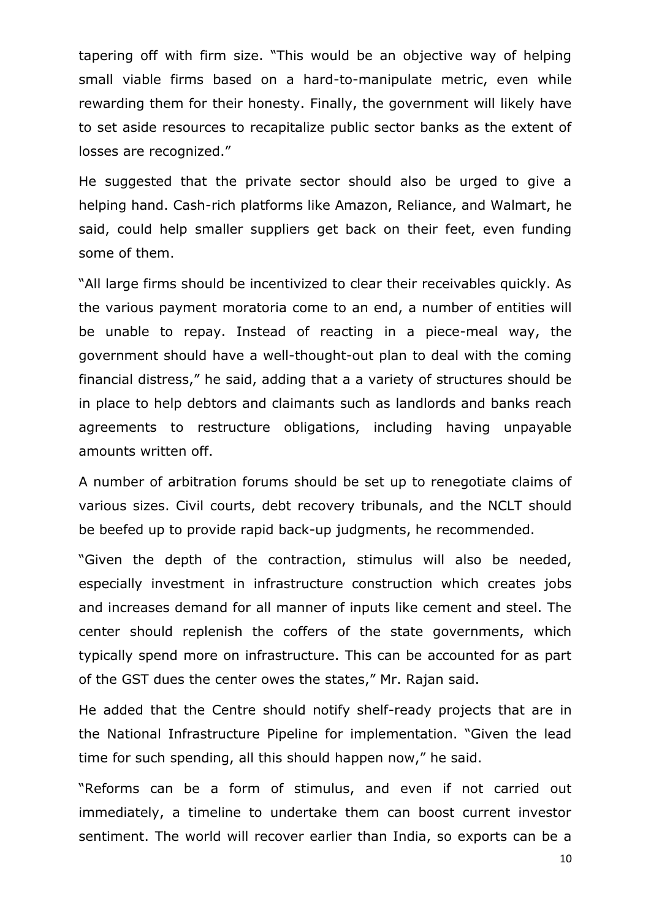tapering off with firm size. "This would be an objective way of helping small viable firms based on a hard-to-manipulate metric, even while rewarding them for their honesty. Finally, the government will likely have to set aside resources to recapitalize public sector banks as the extent of losses are recognized."

He suggested that the private sector should also be urged to give a helping hand. Cash-rich platforms like Amazon, Reliance, and Walmart, he said, could help smaller suppliers get back on their feet, even funding some of them.

"All large firms should be incentivized to clear their receivables quickly. As the various payment moratoria come to an end, a number of entities will be unable to repay. Instead of reacting in a piece-meal way, the government should have a well-thought-out plan to deal with the coming financial distress," he said, adding that a a variety of structures should be in place to help debtors and claimants such as landlords and banks reach agreements to restructure obligations, including having unpayable amounts written off.

A number of arbitration forums should be set up to renegotiate claims of various sizes. Civil courts, debt recovery tribunals, and the NCLT should be beefed up to provide rapid back-up judgments, he recommended.

"Given the depth of the contraction, stimulus will also be needed, especially investment in infrastructure construction which creates jobs and increases demand for all manner of inputs like cement and steel. The center should replenish the coffers of the state governments, which typically spend more on infrastructure. This can be accounted for as part of the GST dues the center owes the states," Mr. Rajan said.

He added that the Centre should notify shelf-ready projects that are in the National Infrastructure Pipeline for implementation. "Given the lead time for such spending, all this should happen now," he said.

"Reforms can be a form of stimulus, and even if not carried out immediately, a timeline to undertake them can boost current investor sentiment. The world will recover earlier than India, so exports can be a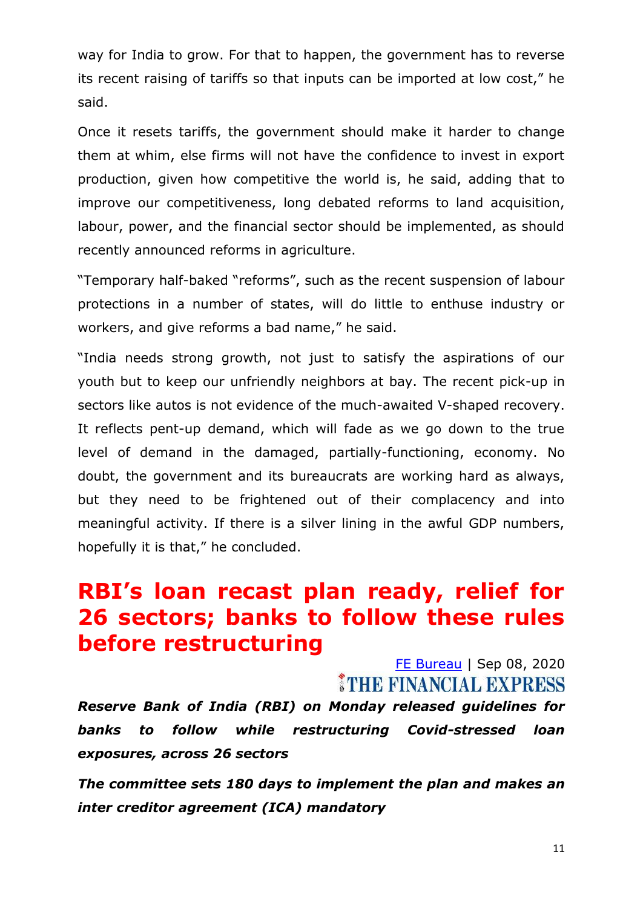way for India to grow. For that to happen, the government has to reverse its recent raising of tariffs so that inputs can be imported at low cost," he said.

Once it resets tariffs, the government should make it harder to change them at whim, else firms will not have the confidence to invest in export production, given how competitive the world is, he said, adding that to improve our competitiveness, long debated reforms to land acquisition, labour, power, and the financial sector should be implemented, as should recently announced reforms in agriculture.

"Temporary half-baked "reforms", such as the recent suspension of labour protections in a number of states, will do little to enthuse industry or workers, and give reforms a bad name," he said.

"India needs strong growth, not just to satisfy the aspirations of our youth but to keep our unfriendly neighbors at bay. The recent pick-up in sectors like autos is not evidence of the much-awaited V-shaped recovery. It reflects pent-up demand, which will fade as we go down to the true level of demand in the damaged, partially-functioning, economy. No doubt, the government and its bureaucrats are working hard as always, but they need to be frightened out of their complacency and into meaningful activity. If there is a silver lining in the awful GDP numbers, hopefully it is that," he concluded.

# RBI's loan recast plan ready, relief for 26 sectors; banks to follow these rules before restructuring

FE Bureau | Sep 08, 2020

THE FINANCIAL EXPRESS

***Reserve Bank of India (RBI) on Monday released guidelines for banks to follow while restructuring Covid-stressed loan exposures, across 26 sectors***

***The committee sets 180 days to implement the plan and makes an inter creditor agreement (ICA) mandatory***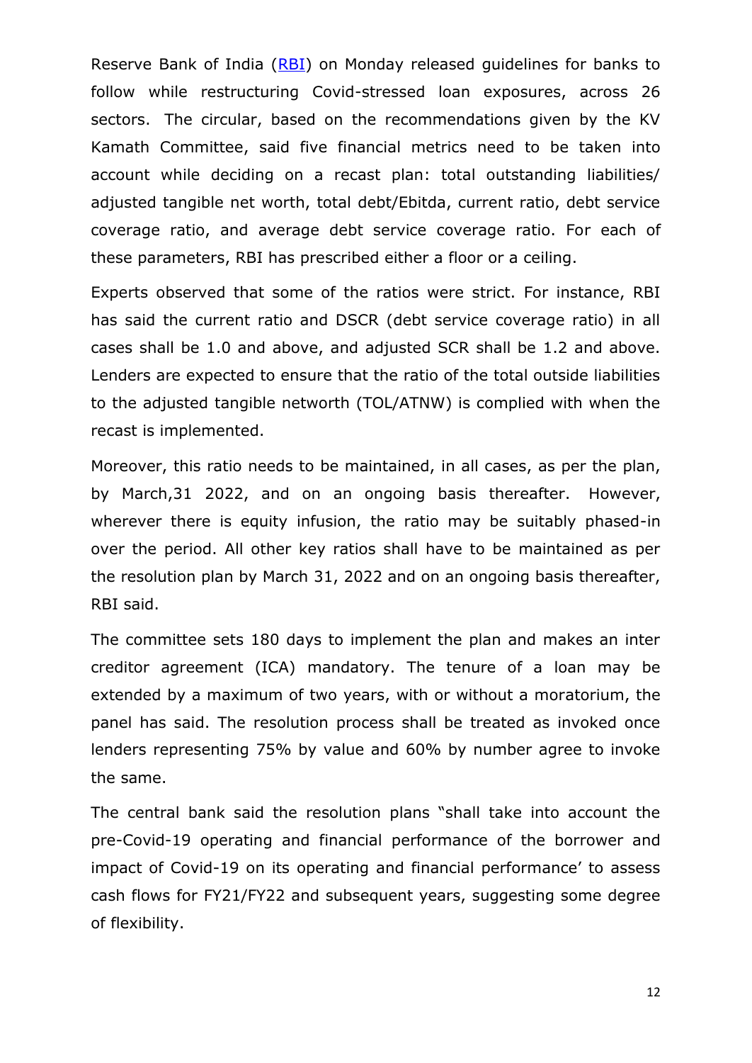Reserve Bank of India (RBI) on Monday released guidelines for banks to follow while restructuring Covid-stressed loan exposures, across 26 sectors. The circular, based on the recommendations given by the KV Kamath Committee, said five financial metrics need to be taken into account while deciding on a recast plan: total outstanding liabilities/ adjusted tangible net worth, total debt/Ebitda, current ratio, debt service coverage ratio, and average debt service coverage ratio. For each of these parameters, RBI has prescribed either a floor or a ceiling.

Experts observed that some of the ratios were strict. For instance, RBI has said the current ratio and DSCR (debt service coverage ratio) in all cases shall be 1.0 and above, and adjusted SCR shall be 1.2 and above. Lenders are expected to ensure that the ratio of the total outside liabilities to the adjusted tangible networth (TOL/ATNW) is complied with when the recast is implemented.

Moreover, this ratio needs to be maintained, in all cases, as per the plan, by March,31 2022, and on an ongoing basis thereafter. However, wherever there is equity infusion, the ratio may be suitably phased-in over the period. All other key ratios shall have to be maintained as per the resolution plan by March 31, 2022 and on an ongoing basis thereafter, RBI said.

The committee sets 180 days to implement the plan and makes an inter creditor agreement (ICA) mandatory. The tenure of a loan may be extended by a maximum of two years, with or without a moratorium, the panel has said. The resolution process shall be treated as invoked once lenders representing 75% by value and 60% by number agree to invoke the same.

The central bank said the resolution plans "shall take into account the pre-Covid-19 operating and financial performance of the borrower and impact of Covid-19 on its operating and financial performance' to assess cash flows for FY21/FY22 and subsequent years, suggesting some degree of flexibility.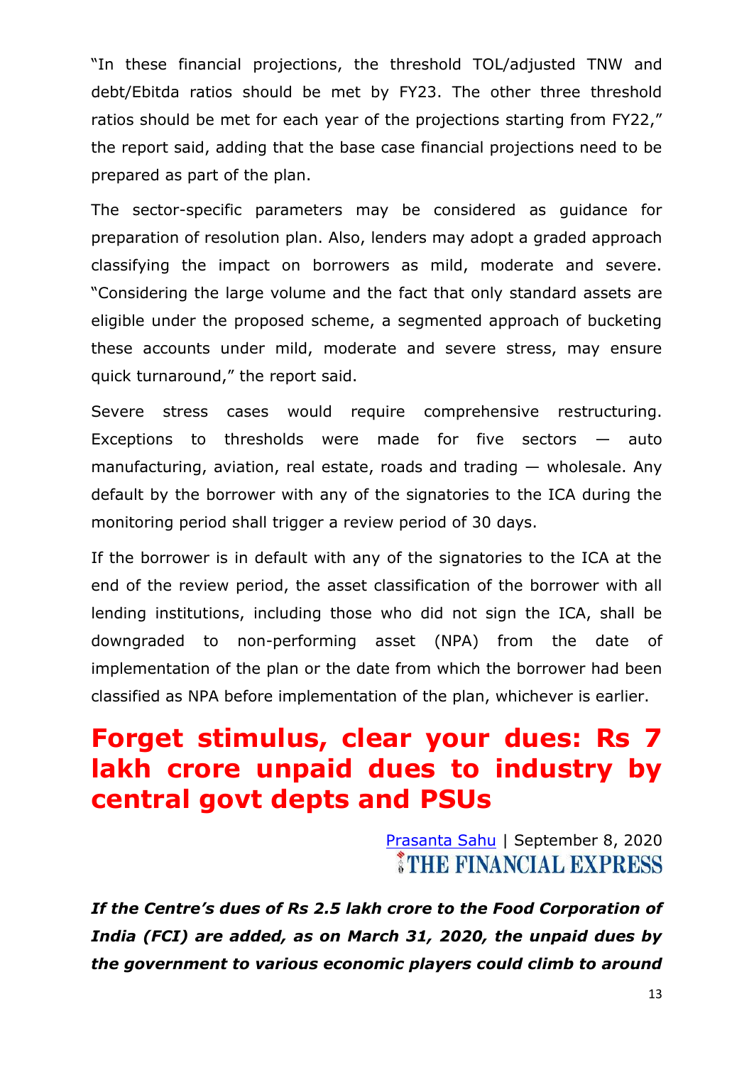"In these financial projections, the threshold TOL/adjusted TNW and debt/Ebitda ratios should be met by FY23. The other three threshold ratios should be met for each year of the projections starting from FY22," the report said, adding that the base case financial projections need to be prepared as part of the plan.

The sector-specific parameters may be considered as guidance for preparation of resolution plan. Also, lenders may adopt a graded approach classifying the impact on borrowers as mild, moderate and severe. "Considering the large volume and the fact that only standard assets are eligible under the proposed scheme, a segmented approach of bucketing these accounts under mild, moderate and severe stress, may ensure quick turnaround," the report said.

Severe stress cases would require comprehensive restructuring. Exceptions to thresholds were made for five sectors — auto manufacturing, aviation, real estate, roads and trading — wholesale. Any default by the borrower with any of the signatories to the ICA during the monitoring period shall trigger a review period of 30 days.

If the borrower is in default with any of the signatories to the ICA at the end of the review period, the asset classification of the borrower with all lending institutions, including those who did not sign the ICA, shall be downgraded to non-performing asset (NPA) from the date of implementation of the plan or the date from which the borrower had been classified as NPA before implementation of the plan, whichever is earlier.

# Forget stimulus, clear your dues: Rs 7 lakh crore unpaid dues to industry by central govt depts and PSUs

Prasanta Sahu | September 8, 2020
THE FINANCIAL EXPRESS

***If the Centre's dues of Rs 2.5 lakh crore to the Food Corporation of India (FCI) are added, as on March 31, 2020, the unpaid dues by the government to various economic players could climb to around***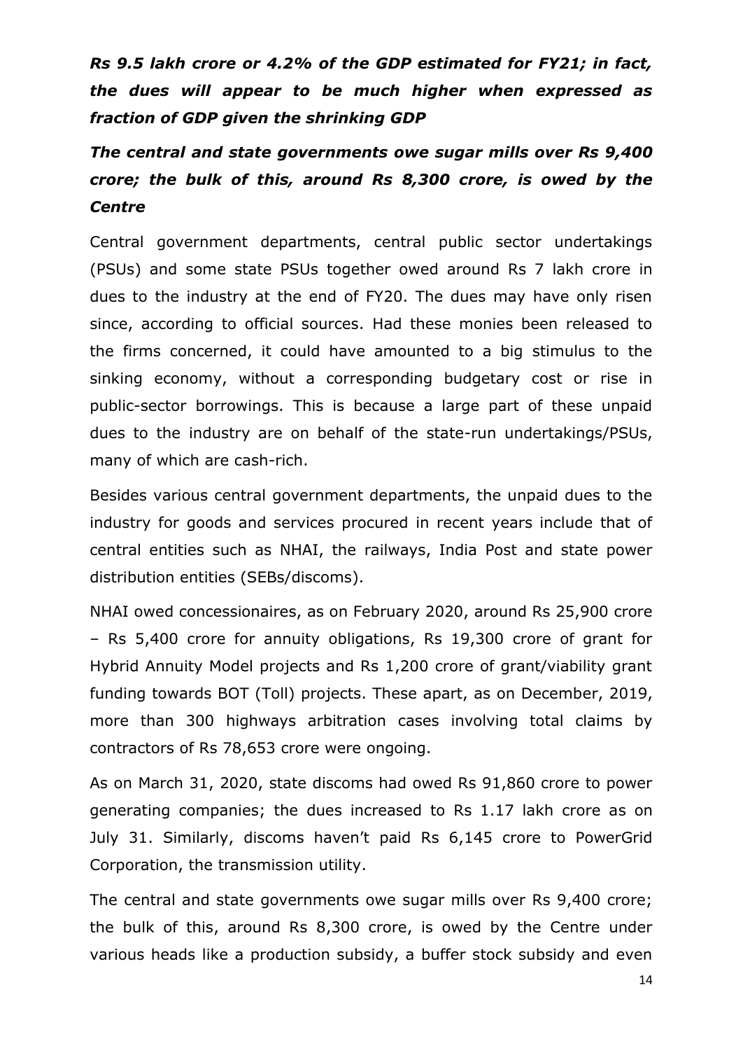***Rs 9.5 lakh crore or 4.2% of the GDP estimated for FY21; in fact, the dues will appear to be much higher when expressed as fraction of GDP given the shrinking GDP***

***The central and state governments owe sugar mills over Rs 9,400 crore; the bulk of this, around Rs 8,300 crore, is owed by the Centre***

Central government departments, central public sector undertakings (PSUs) and some state PSUs together owed around Rs 7 lakh crore in dues to the industry at the end of FY20. The dues may have only risen since, according to official sources. Had these monies been released to the firms concerned, it could have amounted to a big stimulus to the sinking economy, without a corresponding budgetary cost or rise in public-sector borrowings. This is because a large part of these unpaid dues to the industry are on behalf of the state-run undertakings/PSUs, many of which are cash-rich.

Besides various central government departments, the unpaid dues to the industry for goods and services procured in recent years include that of central entities such as NHAI, the railways, India Post and state power distribution entities (SEBs/discoms).

NHAI owed concessionaires, as on February 2020, around Rs 25,900 crore – Rs 5,400 crore for annuity obligations, Rs 19,300 crore of grant for Hybrid Annuity Model projects and Rs 1,200 crore of grant/viability grant funding towards BOT (Toll) projects. These apart, as on December, 2019, more than 300 highways arbitration cases involving total claims by contractors of Rs 78,653 crore were ongoing.

As on March 31, 2020, state discoms had owed Rs 91,860 crore to power generating companies; the dues increased to Rs 1.17 lakh crore as on July 31. Similarly, discoms haven't paid Rs 6,145 crore to PowerGrid Corporation, the transmission utility.

The central and state governments owe sugar mills over Rs 9,400 crore; the bulk of this, around Rs 8,300 crore, is owed by the Centre under various heads like a production subsidy, a buffer stock subsidy and even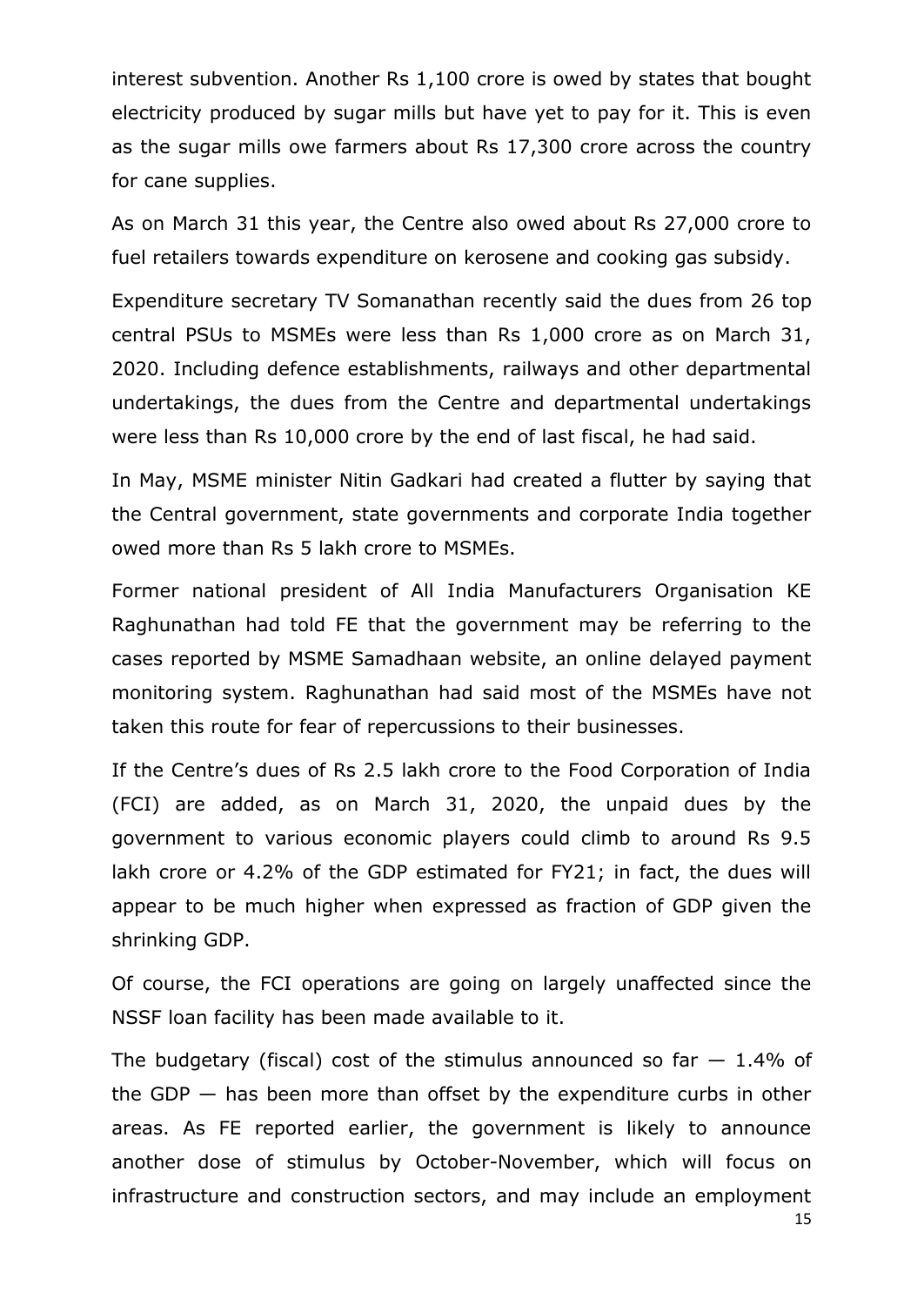interest subvention. Another Rs 1,100 crore is owed by states that bought electricity produced by sugar mills but have yet to pay for it. This is even as the sugar mills owe farmers about Rs 17,300 crore across the country for cane supplies.

As on March 31 this year, the Centre also owed about Rs 27,000 crore to fuel retailers towards expenditure on kerosene and cooking gas subsidy.

Expenditure secretary TV Somanathan recently said the dues from 26 top central PSUs to MSMEs were less than Rs 1,000 crore as on March 31, 2020. Including defence establishments, railways and other departmental undertakings, the dues from the Centre and departmental undertakings were less than Rs 10,000 crore by the end of last fiscal, he had said.

In May, MSME minister Nitin Gadkari had created a flutter by saying that the Central government, state governments and corporate India together owed more than Rs 5 lakh crore to MSMEs.

Former national president of All India Manufacturers Organisation KE Raghunathan had told FE that the government may be referring to the cases reported by MSME Samadhaan website, an online delayed payment monitoring system. Raghunathan had said most of the MSMEs have not taken this route for fear of repercussions to their businesses.

If the Centre's dues of Rs 2.5 lakh crore to the Food Corporation of India (FCI) are added, as on March 31, 2020, the unpaid dues by the government to various economic players could climb to around Rs 9.5 lakh crore or 4.2% of the GDP estimated for FY21; in fact, the dues will appear to be much higher when expressed as fraction of GDP given the shrinking GDP.

Of course, the FCI operations are going on largely unaffected since the NSSF loan facility has been made available to it.

The budgetary (fiscal) cost of the stimulus announced so far — 1.4% of the GDP — has been more than offset by the expenditure curbs in other areas. As FE reported earlier, the government is likely to announce another dose of stimulus by October-November, which will focus on infrastructure and construction sectors, and may include an employment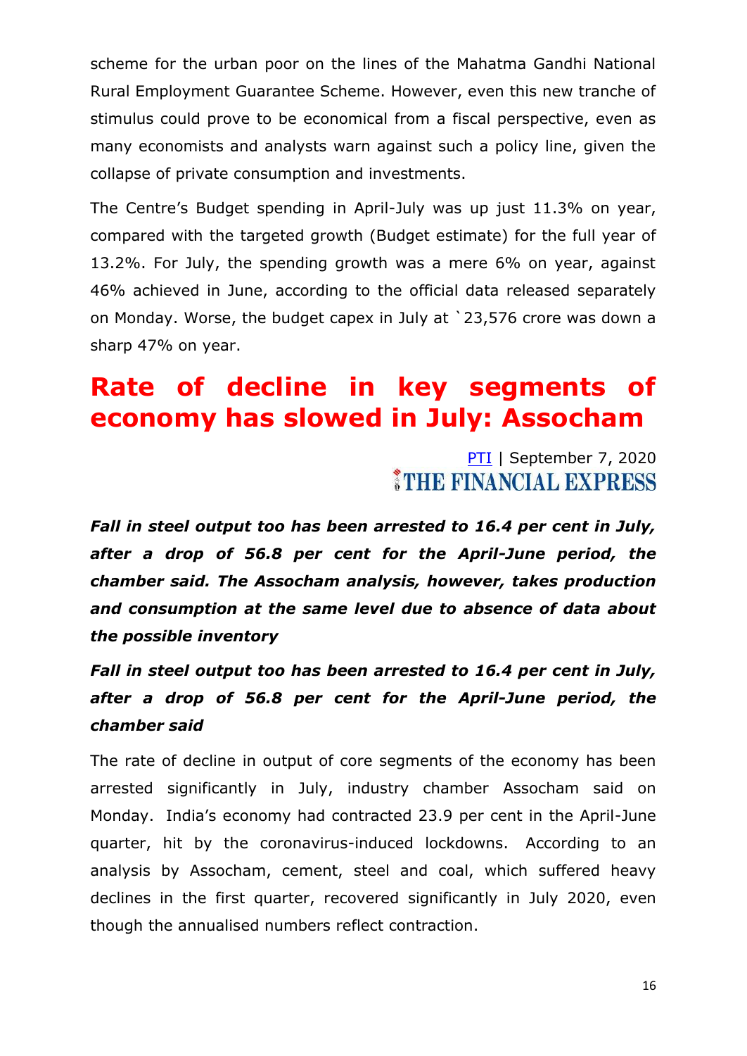scheme for the urban poor on the lines of the Mahatma Gandhi National Rural Employment Guarantee Scheme. However, even this new tranche of stimulus could prove to be economical from a fiscal perspective, even as many economists and analysts warn against such a policy line, given the collapse of private consumption and investments.

The Centre's Budget spending in April-July was up just 11.3% on year, compared with the targeted growth (Budget estimate) for the full year of 13.2%. For July, the spending growth was a mere 6% on year, against 46% achieved in June, according to the official data released separately on Monday. Worse, the budget capex in July at `23,576 crore was down a sharp 47% on year.

# Rate of decline in key segments of economy has slowed in July: Assocham

PTI | September 7, 2020
THE FINANCIAL EXPRESS

***Fall in steel output too has been arrested to 16.4 per cent in July, after a drop of 56.8 per cent for the April-June period, the chamber said. The Assocham analysis, however, takes production and consumption at the same level due to absence of data about the possible inventory***

***Fall in steel output too has been arrested to 16.4 per cent in July, after a drop of 56.8 per cent for the April-June period, the chamber said***

The rate of decline in output of core segments of the economy has been arrested significantly in July, industry chamber Assocham said on Monday. India's economy had contracted 23.9 per cent in the April-June quarter, hit by the coronavirus-induced lockdowns. According to an analysis by Assocham, cement, steel and coal, which suffered heavy declines in the first quarter, recovered significantly in July 2020, even though the annualised numbers reflect contraction.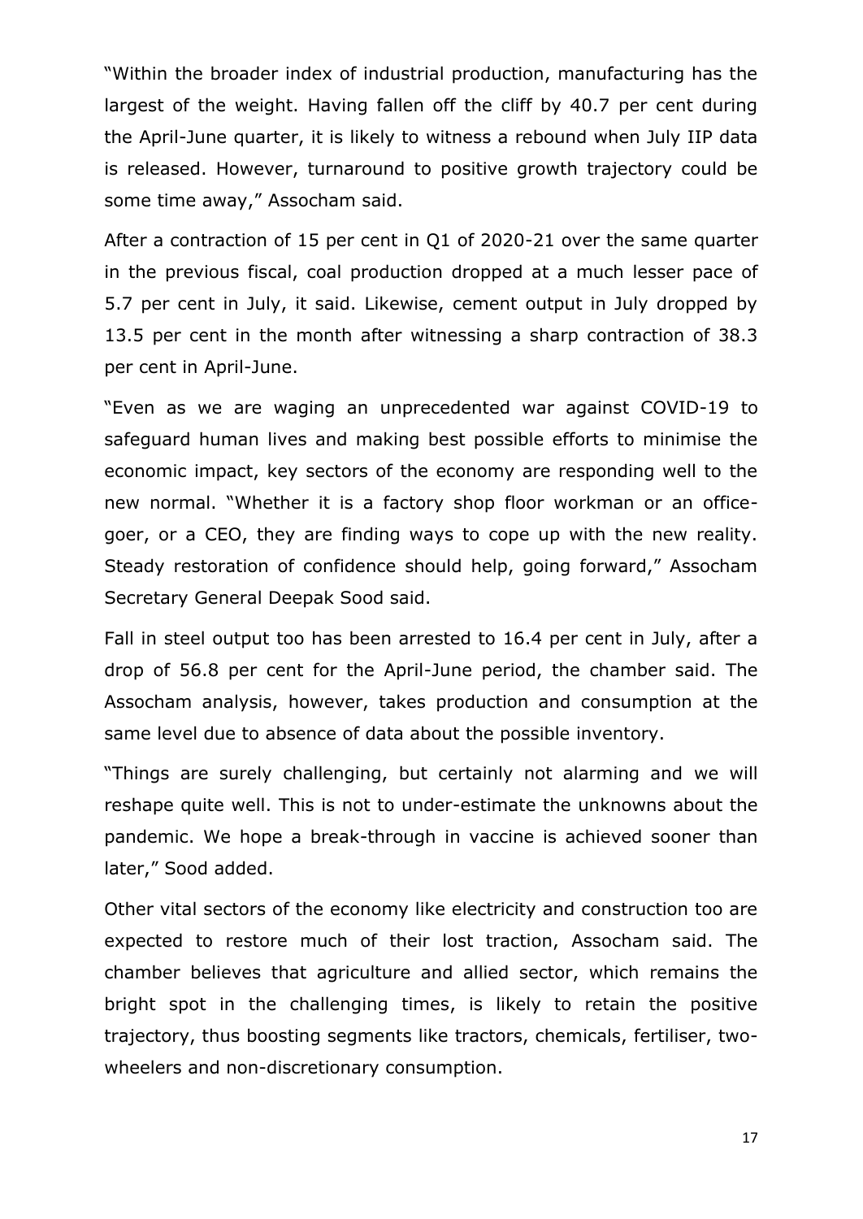"Within the broader index of industrial production, manufacturing has the largest of the weight. Having fallen off the cliff by 40.7 per cent during the April-June quarter, it is likely to witness a rebound when July IIP data is released. However, turnaround to positive growth trajectory could be some time away," Assocham said.

After a contraction of 15 per cent in Q1 of 2020-21 over the same quarter in the previous fiscal, coal production dropped at a much lesser pace of 5.7 per cent in July, it said. Likewise, cement output in July dropped by 13.5 per cent in the month after witnessing a sharp contraction of 38.3 per cent in April-June.

"Even as we are waging an unprecedented war against COVID-19 to safeguard human lives and making best possible efforts to minimise the economic impact, key sectors of the economy are responding well to the new normal. "Whether it is a factory shop floor workman or an office-goer, or a CEO, they are finding ways to cope up with the new reality. Steady restoration of confidence should help, going forward," Assocham Secretary General Deepak Sood said.

Fall in steel output too has been arrested to 16.4 per cent in July, after a drop of 56.8 per cent for the April-June period, the chamber said. The Assocham analysis, however, takes production and consumption at the same level due to absence of data about the possible inventory.

"Things are surely challenging, but certainly not alarming and we will reshape quite well. This is not to under-estimate the unknowns about the pandemic. We hope a break-through in vaccine is achieved sooner than later," Sood added.

Other vital sectors of the economy like electricity and construction too are expected to restore much of their lost traction, Assocham said. The chamber believes that agriculture and allied sector, which remains the bright spot in the challenging times, is likely to retain the positive trajectory, thus boosting segments like tractors, chemicals, fertiliser, two-wheelers and non-discretionary consumption.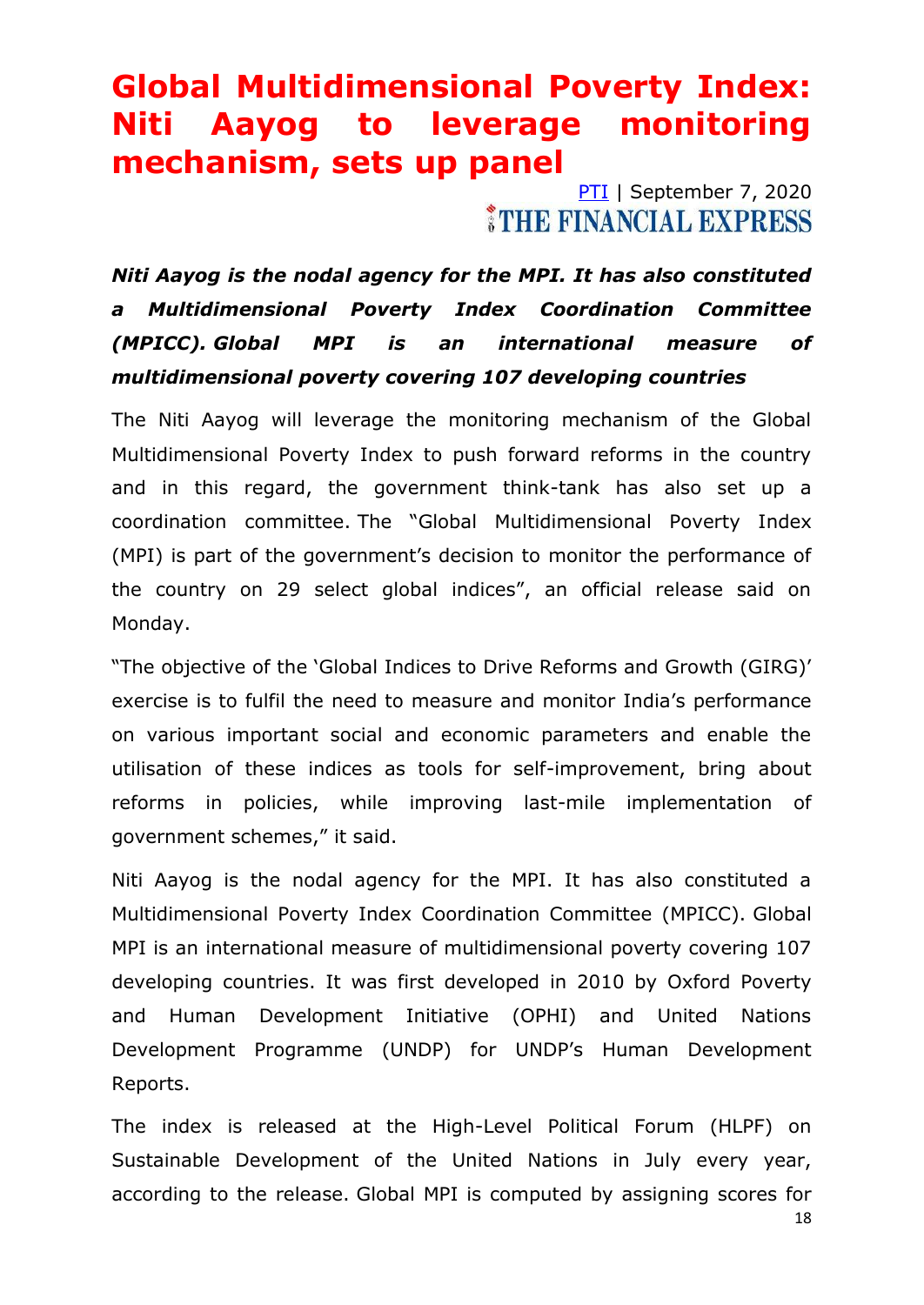# Global Multidimensional Poverty Index: Niti Aayog to leverage monitoring mechanism, sets up panel

PTI | September 7, 2020

THE FINANCIAL EXPRESS

***Niti Aayog is the nodal agency for the MPI. It has also constituted a Multidimensional Poverty Index Coordination Committee (MPICC). Global MPI is an international measure of multidimensional poverty covering 107 developing countries***

The Niti Aayog will leverage the monitoring mechanism of the Global Multidimensional Poverty Index to push forward reforms in the country and in this regard, the government think-tank has also set up a coordination committee. The "Global Multidimensional Poverty Index (MPI) is part of the government's decision to monitor the performance of the country on 29 select global indices", an official release said on Monday.

"The objective of the 'Global Indices to Drive Reforms and Growth (GIRG)' exercise is to fulfil the need to measure and monitor India's performance on various important social and economic parameters and enable the utilisation of these indices as tools for self-improvement, bring about reforms in policies, while improving last-mile implementation of government schemes," it said.

Niti Aayog is the nodal agency for the MPI. It has also constituted a Multidimensional Poverty Index Coordination Committee (MPICC). Global MPI is an international measure of multidimensional poverty covering 107 developing countries. It was first developed in 2010 by Oxford Poverty and Human Development Initiative (OPHI) and United Nations Development Programme (UNDP) for UNDP's Human Development Reports.

The index is released at the High-Level Political Forum (HLPF) on Sustainable Development of the United Nations in July every year, according to the release. Global MPI is computed by assigning scores for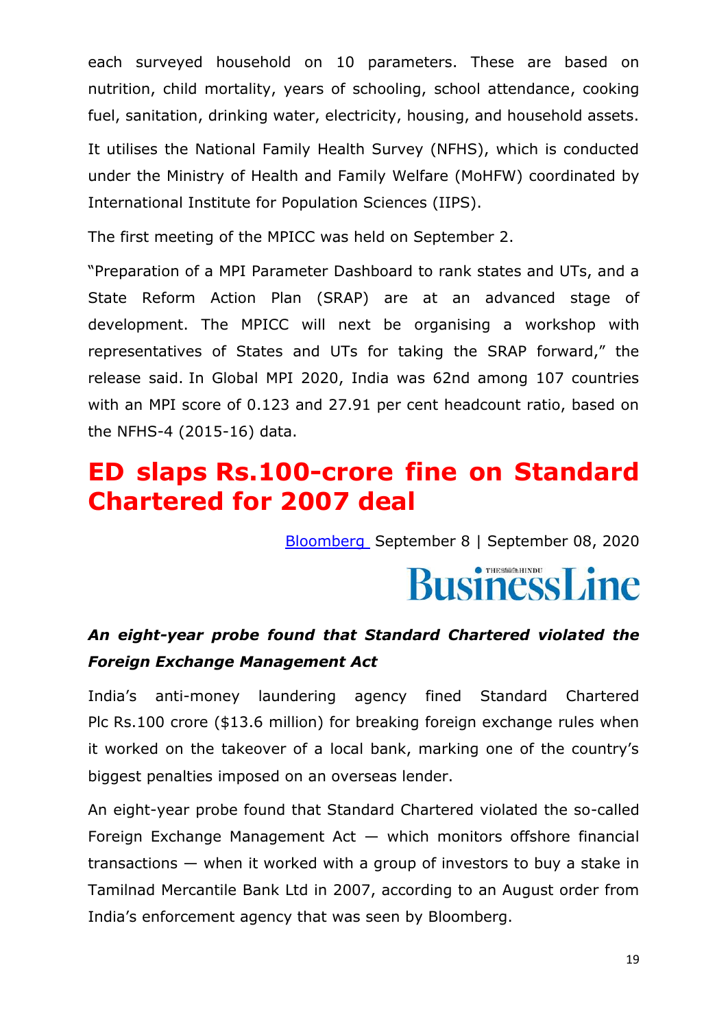each surveyed household on 10 parameters. These are based on nutrition, child mortality, years of schooling, school attendance, cooking fuel, sanitation, drinking water, electricity, housing, and household assets.

It utilises the National Family Health Survey (NFHS), which is conducted under the Ministry of Health and Family Welfare (MoHFW) coordinated by International Institute for Population Sciences (IIPS).

The first meeting of the MPICC was held on September 2.

"Preparation of a MPI Parameter Dashboard to rank states and UTs, and a State Reform Action Plan (SRAP) are at an advanced stage of development. The MPICC will next be organising a workshop with representatives of States and UTs for taking the SRAP forward," the release said. In Global MPI 2020, India was 62nd among 107 countries with an MPI score of 0.123 and 27.91 per cent headcount ratio, based on the NFHS-4 (2015-16) data.

# ED slaps Rs.100-crore fine on Standard Chartered for 2007 deal

Bloomberg September 8 | September 08, 2020

BusinessLine

***An eight-year probe found that Standard Chartered violated the Foreign Exchange Management Act***

India's anti-money laundering agency fined Standard Chartered Plc Rs.100 crore ($13.6 million) for breaking foreign exchange rules when it worked on the takeover of a local bank, marking one of the country's biggest penalties imposed on an overseas lender.

An eight-year probe found that Standard Chartered violated the so-called Foreign Exchange Management Act — which monitors offshore financial transactions — when it worked with a group of investors to buy a stake in Tamilnad Mercantile Bank Ltd in 2007, according to an August order from India's enforcement agency that was seen by Bloomberg.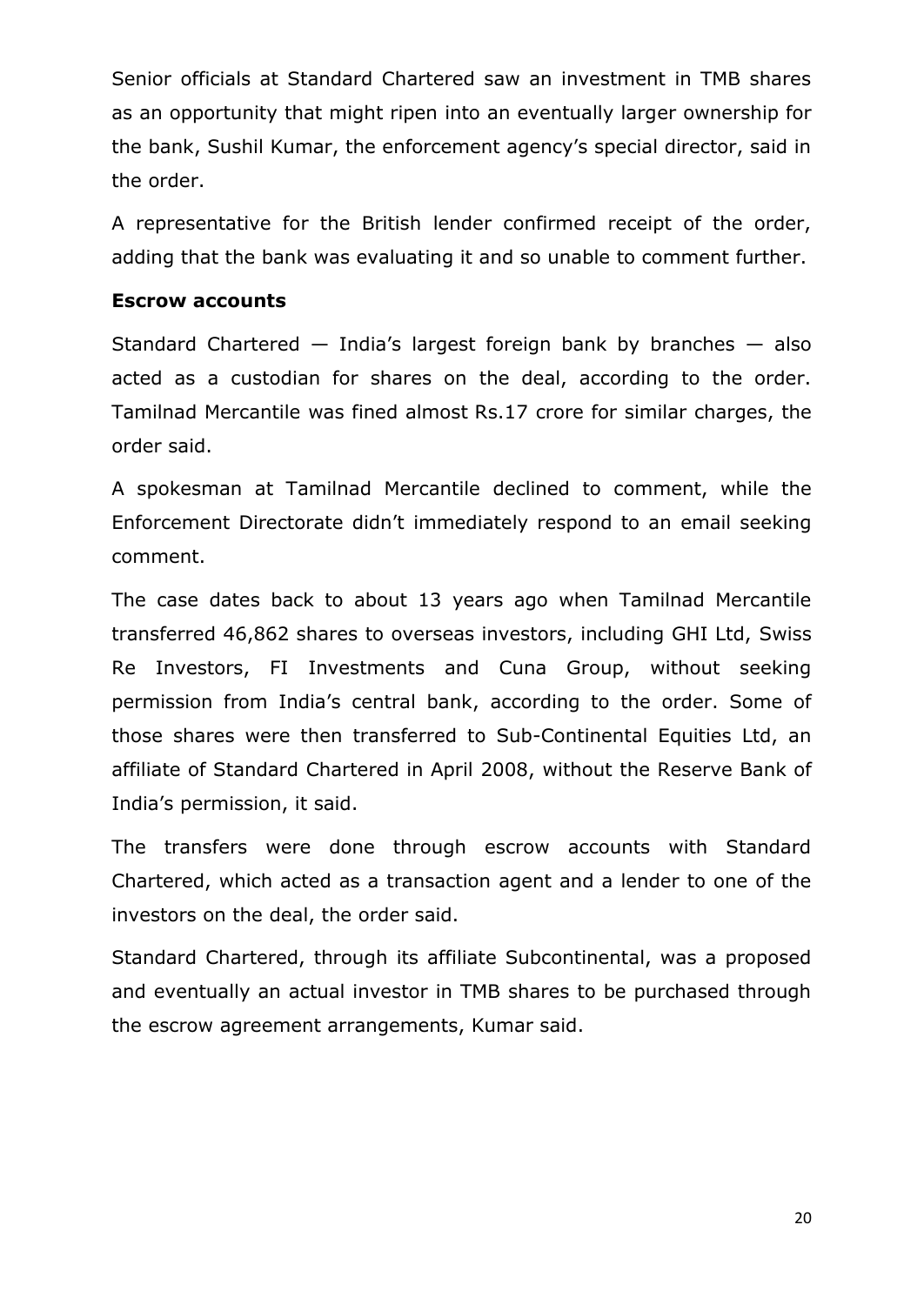Senior officials at Standard Chartered saw an investment in TMB shares as an opportunity that might ripen into an eventually larger ownership for the bank, Sushil Kumar, the enforcement agency's special director, said in the order.

A representative for the British lender confirmed receipt of the order, adding that the bank was evaluating it and so unable to comment further.

**Escrow accounts**

Standard Chartered — India's largest foreign bank by branches — also acted as a custodian for shares on the deal, according to the order. Tamilnad Mercantile was fined almost Rs.17 crore for similar charges, the order said.

A spokesman at Tamilnad Mercantile declined to comment, while the Enforcement Directorate didn't immediately respond to an email seeking comment.

The case dates back to about 13 years ago when Tamilnad Mercantile transferred 46,862 shares to overseas investors, including GHI Ltd, Swiss Re Investors, FI Investments and Cuna Group, without seeking permission from India's central bank, according to the order. Some of those shares were then transferred to Sub-Continental Equities Ltd, an affiliate of Standard Chartered in April 2008, without the Reserve Bank of India's permission, it said.

The transfers were done through escrow accounts with Standard Chartered, which acted as a transaction agent and a lender to one of the investors on the deal, the order said.

Standard Chartered, through its affiliate Subcontinental, was a proposed and eventually an actual investor in TMB shares to be purchased through the escrow agreement arrangements, Kumar said.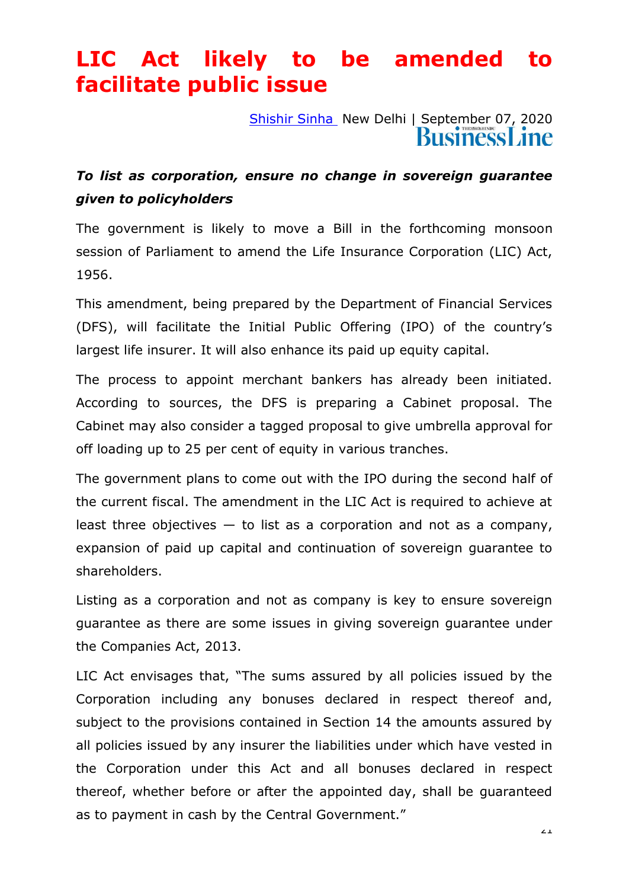# LIC Act likely to be amended to facilitate public issue

Shishir Sinha New Delhi | September 07, 2020
BusinessLine

***To list as corporation, ensure no change in sovereign guarantee given to policyholders***

The government is likely to move a Bill in the forthcoming monsoon session of Parliament to amend the Life Insurance Corporation (LIC) Act, 1956.

This amendment, being prepared by the Department of Financial Services (DFS), will facilitate the Initial Public Offering (IPO) of the country's largest life insurer. It will also enhance its paid up equity capital.

The process to appoint merchant bankers has already been initiated. According to sources, the DFS is preparing a Cabinet proposal. The Cabinet may also consider a tagged proposal to give umbrella approval for off loading up to 25 per cent of equity in various tranches.

The government plans to come out with the IPO during the second half of the current fiscal. The amendment in the LIC Act is required to achieve at least three objectives — to list as a corporation and not as a company, expansion of paid up capital and continuation of sovereign guarantee to shareholders.

Listing as a corporation and not as company is key to ensure sovereign guarantee as there are some issues in giving sovereign guarantee under the Companies Act, 2013.

LIC Act envisages that, "The sums assured by all policies issued by the Corporation including any bonuses declared in respect thereof and, subject to the provisions contained in Section 14 the amounts assured by all policies issued by any insurer the liabilities under which have vested in the Corporation under this Act and all bonuses declared in respect thereof, whether before or after the appointed day, shall be guaranteed as to payment in cash by the Central Government."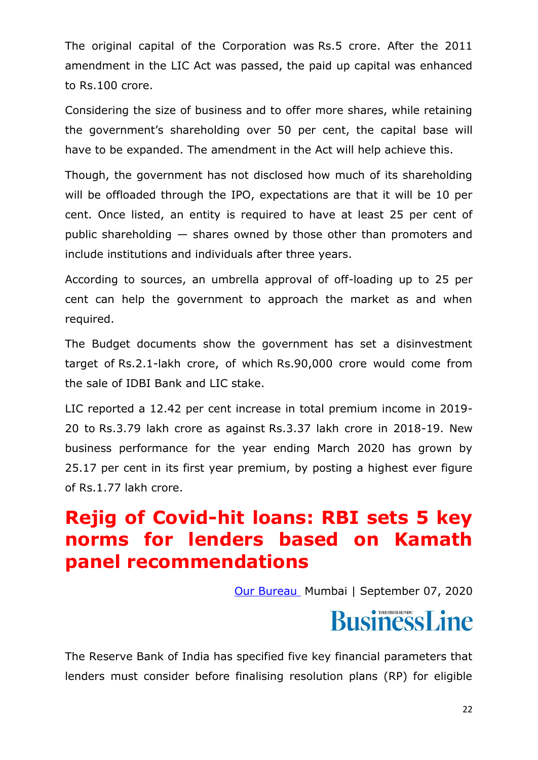The original capital of the Corporation was Rs.5 crore. After the 2011 amendment in the LIC Act was passed, the paid up capital was enhanced to Rs.100 crore.

Considering the size of business and to offer more shares, while retaining the government's shareholding over 50 per cent, the capital base will have to be expanded. The amendment in the Act will help achieve this.

Though, the government has not disclosed how much of its shareholding will be offloaded through the IPO, expectations are that it will be 10 per cent. Once listed, an entity is required to have at least 25 per cent of public shareholding — shares owned by those other than promoters and include institutions and individuals after three years.

According to sources, an umbrella approval of off-loading up to 25 per cent can help the government to approach the market as and when required.

The Budget documents show the government has set a disinvestment target of Rs.2.1-lakh crore, of which Rs.90,000 crore would come from the sale of IDBI Bank and LIC stake.

LIC reported a 12.42 per cent increase in total premium income in 2019-20 to Rs.3.79 lakh crore as against Rs.3.37 lakh crore in 2018-19. New business performance for the year ending March 2020 has grown by 25.17 per cent in its first year premium, by posting a highest ever figure of Rs.1.77 lakh crore.

# Rejig of Covid-hit loans: RBI sets 5 key norms for lenders based on Kamath panel recommendations

Our Bureau Mumbai | September 07, 2020

BusinessLine

The Reserve Bank of India has specified five key financial parameters that lenders must consider before finalising resolution plans (RP) for eligible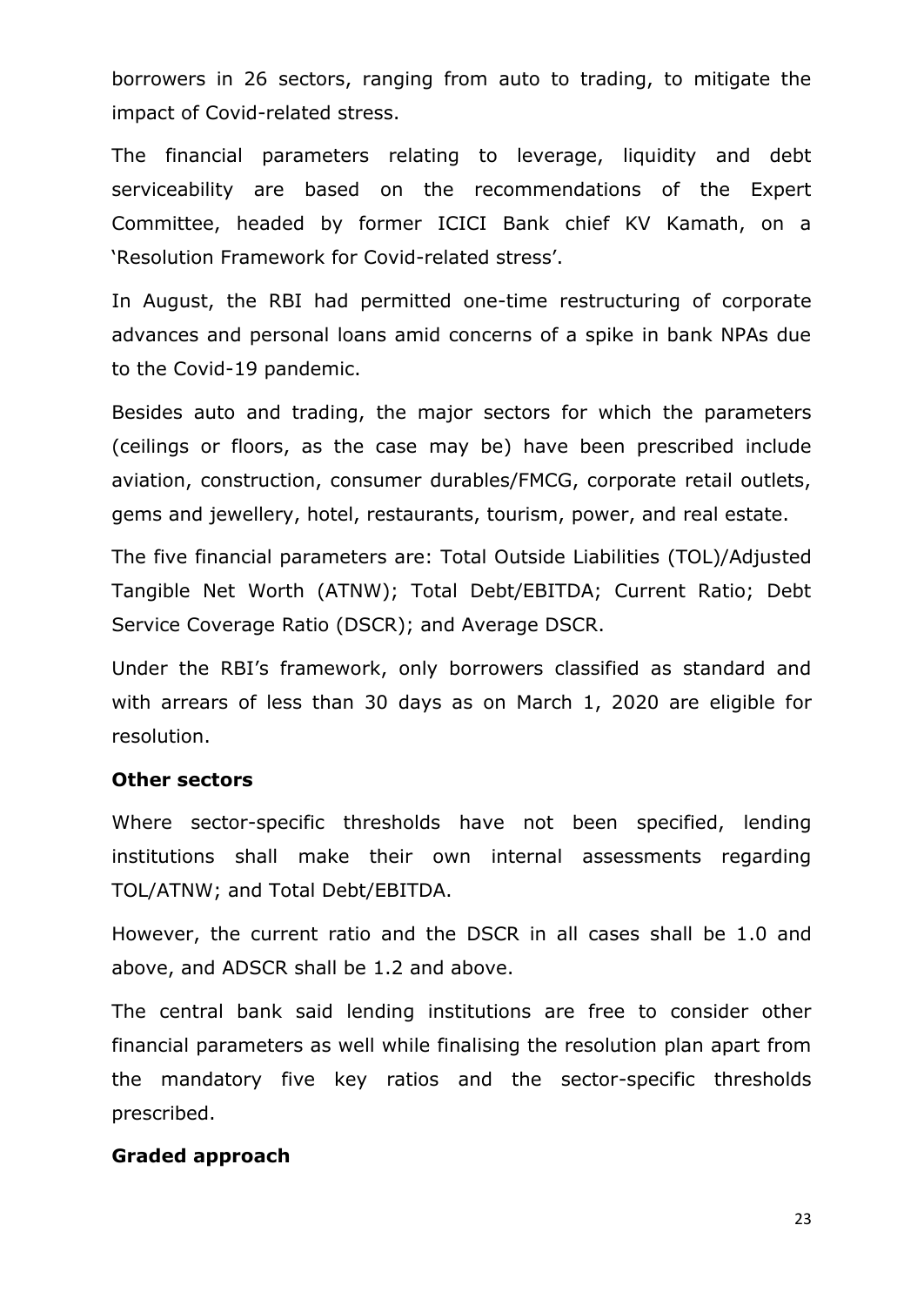borrowers in 26 sectors, ranging from auto to trading, to mitigate the impact of Covid-related stress.

The financial parameters relating to leverage, liquidity and debt serviceability are based on the recommendations of the Expert Committee, headed by former ICICI Bank chief KV Kamath, on a 'Resolution Framework for Covid-related stress'.

In August, the RBI had permitted one-time restructuring of corporate advances and personal loans amid concerns of a spike in bank NPAs due to the Covid-19 pandemic.

Besides auto and trading, the major sectors for which the parameters (ceilings or floors, as the case may be) have been prescribed include aviation, construction, consumer durables/FMCG, corporate retail outlets, gems and jewellery, hotel, restaurants, tourism, power, and real estate.

The five financial parameters are: Total Outside Liabilities (TOL)/Adjusted Tangible Net Worth (ATNW); Total Debt/EBITDA; Current Ratio; Debt Service Coverage Ratio (DSCR); and Average DSCR.

Under the RBI's framework, only borrowers classified as standard and with arrears of less than 30 days as on March 1, 2020 are eligible for resolution.

**Other sectors**

Where sector-specific thresholds have not been specified, lending institutions shall make their own internal assessments regarding TOL/ATNW; and Total Debt/EBITDA.

However, the current ratio and the DSCR in all cases shall be 1.0 and above, and ADSCR shall be 1.2 and above.

The central bank said lending institutions are free to consider other financial parameters as well while finalising the resolution plan apart from the mandatory five key ratios and the sector-specific thresholds prescribed.

**Graded approach**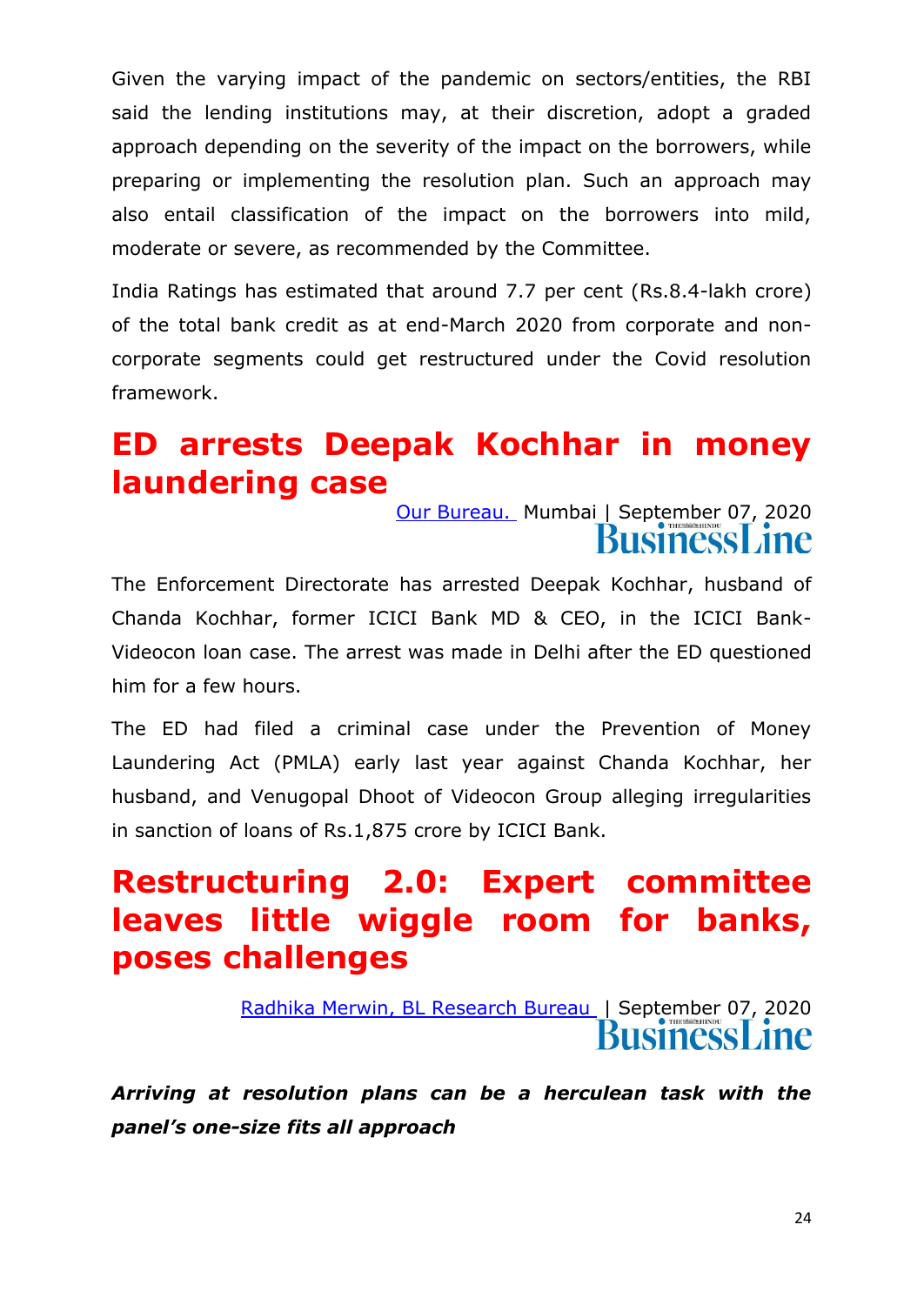Given the varying impact of the pandemic on sectors/entities, the RBI said the lending institutions may, at their discretion, adopt a graded approach depending on the severity of the impact on the borrowers, while preparing or implementing the resolution plan. Such an approach may also entail classification of the impact on the borrowers into mild, moderate or severe, as recommended by the Committee.

India Ratings has estimated that around 7.7 per cent (Rs.8.4-lakh crore) of the total bank credit as at end-March 2020 from corporate and non-corporate segments could get restructured under the Covid resolution framework.

# ED arrests Deepak Kochhar in money laundering case

Our Bureau. Mumbai | September 07, 2020
BusinessLine

The Enforcement Directorate has arrested Deepak Kochhar, husband of Chanda Kochhar, former ICICI Bank MD & CEO, in the ICICI Bank-Videocon loan case. The arrest was made in Delhi after the ED questioned him for a few hours.

The ED had filed a criminal case under the Prevention of Money Laundering Act (PMLA) early last year against Chanda Kochhar, her husband, and Venugopal Dhoot of Videocon Group alleging irregularities in sanction of loans of Rs.1,875 crore by ICICI Bank.

# Restructuring 2.0: Expert committee leaves little wiggle room for banks, poses challenges

Radhika Merwin, BL Research Bureau | September 07, 2020
BusinessLine

***Arriving at resolution plans can be a herculean task with the panel's one-size fits all approach***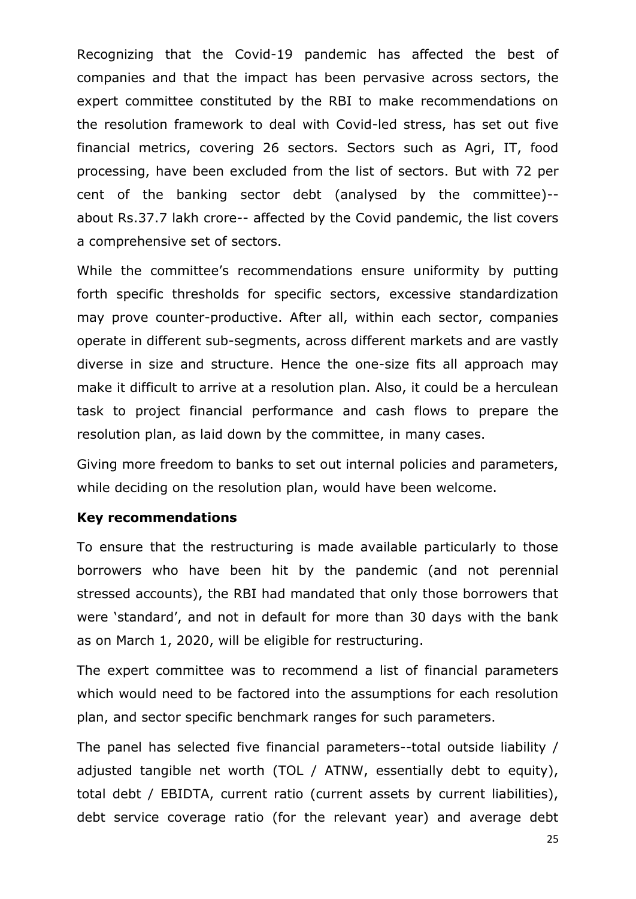Recognizing that the Covid-19 pandemic has affected the best of companies and that the impact has been pervasive across sectors, the expert committee constituted by the RBI to make recommendations on the resolution framework to deal with Covid-led stress, has set out five financial metrics, covering 26 sectors. Sectors such as Agri, IT, food processing, have been excluded from the list of sectors. But with 72 per cent of the banking sector debt (analysed by the committee)-- about Rs.37.7 lakh crore-- affected by the Covid pandemic, the list covers a comprehensive set of sectors.

While the committee's recommendations ensure uniformity by putting forth specific thresholds for specific sectors, excessive standardization may prove counter-productive. After all, within each sector, companies operate in different sub-segments, across different markets and are vastly diverse in size and structure. Hence the one-size fits all approach may make it difficult to arrive at a resolution plan. Also, it could be a herculean task to project financial performance and cash flows to prepare the resolution plan, as laid down by the committee, in many cases.

Giving more freedom to banks to set out internal policies and parameters, while deciding on the resolution plan, would have been welcome.

**Key recommendations**

To ensure that the restructuring is made available particularly to those borrowers who have been hit by the pandemic (and not perennial stressed accounts), the RBI had mandated that only those borrowers that were 'standard', and not in default for more than 30 days with the bank as on March 1, 2020, will be eligible for restructuring.

The expert committee was to recommend a list of financial parameters which would need to be factored into the assumptions for each resolution plan, and sector specific benchmark ranges for such parameters.

The panel has selected five financial parameters--total outside liability / adjusted tangible net worth (TOL / ATNW, essentially debt to equity), total debt / EBIDTA, current ratio (current assets by current liabilities), debt service coverage ratio (for the relevant year) and average debt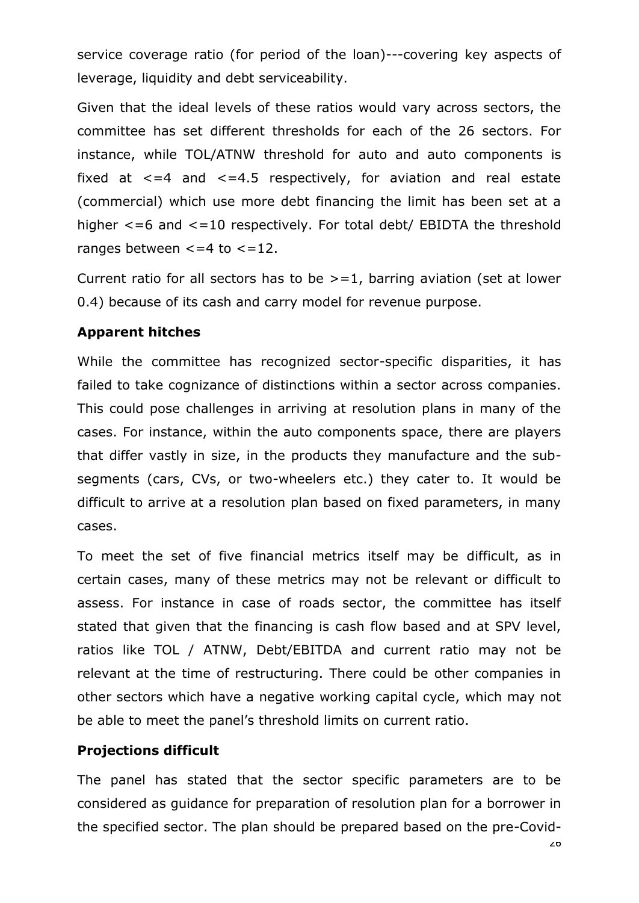service coverage ratio (for period of the loan)---covering key aspects of leverage, liquidity and debt serviceability.

Given that the ideal levels of these ratios would vary across sectors, the committee has set different thresholds for each of the 26 sectors. For instance, while TOL/ATNW threshold for auto and auto components is fixed at <=4 and <=4.5 respectively, for aviation and real estate (commercial) which use more debt financing the limit has been set at a higher <=6 and <=10 respectively. For total debt/ EBIDTA the threshold ranges between <=4 to <=12.

Current ratio for all sectors has to be >=1, barring aviation (set at lower 0.4) because of its cash and carry model for revenue purpose.

**Apparent hitches**

While the committee has recognized sector-specific disparities, it has failed to take cognizance of distinctions within a sector across companies. This could pose challenges in arriving at resolution plans in many of the cases. For instance, within the auto components space, there are players that differ vastly in size, in the products they manufacture and the sub-segments (cars, CVs, or two-wheelers etc.) they cater to. It would be difficult to arrive at a resolution plan based on fixed parameters, in many cases.

To meet the set of five financial metrics itself may be difficult, as in certain cases, many of these metrics may not be relevant or difficult to assess. For instance in case of roads sector, the committee has itself stated that given that the financing is cash flow based and at SPV level, ratios like TOL / ATNW, Debt/EBITDA and current ratio may not be relevant at the time of restructuring. There could be other companies in other sectors which have a negative working capital cycle, which may not be able to meet the panel's threshold limits on current ratio.

**Projections difficult**

The panel has stated that the sector specific parameters are to be considered as guidance for preparation of resolution plan for a borrower in the specified sector. The plan should be prepared based on the pre-Covid-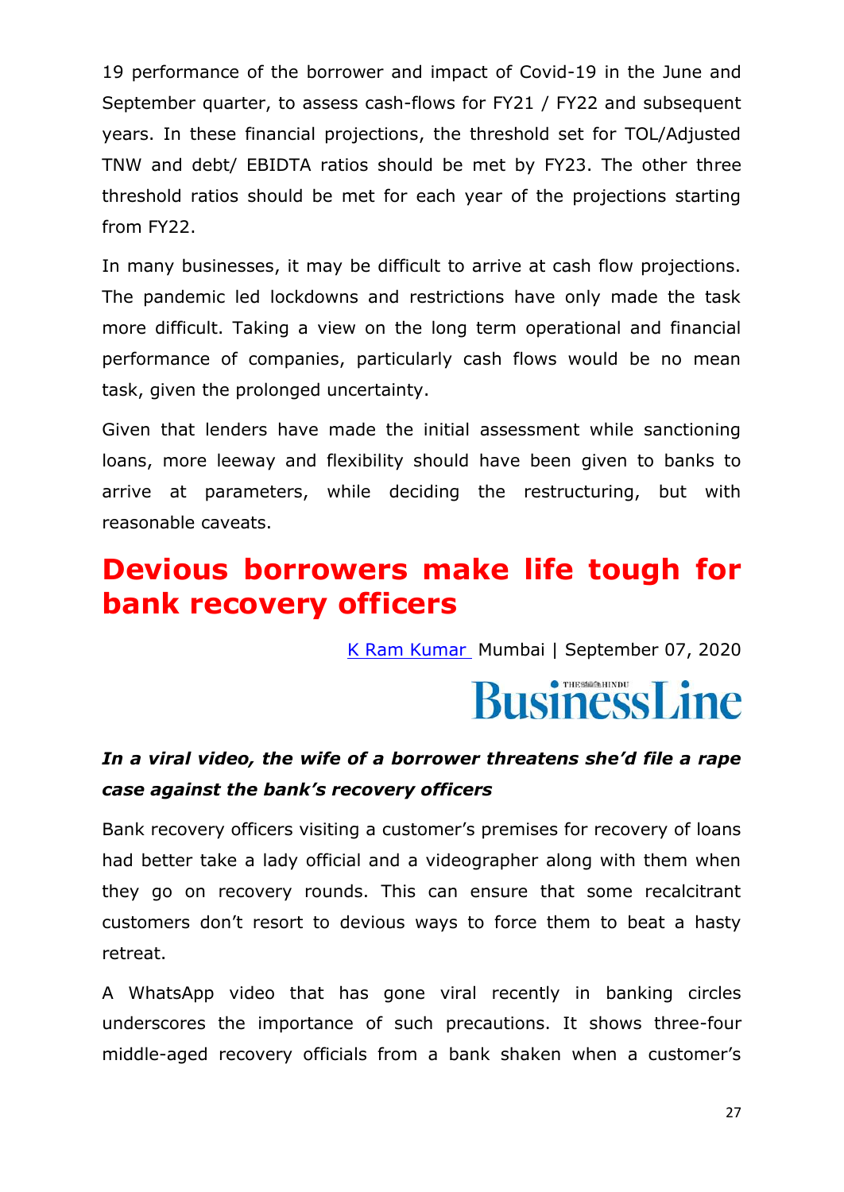19 performance of the borrower and impact of Covid-19 in the June and September quarter, to assess cash-flows for FY21 / FY22 and subsequent years. In these financial projections, the threshold set for TOL/Adjusted TNW and debt/ EBIDTA ratios should be met by FY23. The other three threshold ratios should be met for each year of the projections starting from FY22.

In many businesses, it may be difficult to arrive at cash flow projections. The pandemic led lockdowns and restrictions have only made the task more difficult. Taking a view on the long term operational and financial performance of companies, particularly cash flows would be no mean task, given the prolonged uncertainty.

Given that lenders have made the initial assessment while sanctioning loans, more leeway and flexibility should have been given to banks to arrive at parameters, while deciding the restructuring, but with reasonable caveats.

# Devious borrowers make life tough for bank recovery officers

K Ram Kumar Mumbai | September 07, 2020

BusinessLine

***In a viral video, the wife of a borrower threatens she'd file a rape case against the bank's recovery officers***

Bank recovery officers visiting a customer's premises for recovery of loans had better take a lady official and a videographer along with them when they go on recovery rounds. This can ensure that some recalcitrant customers don't resort to devious ways to force them to beat a hasty retreat.

A WhatsApp video that has gone viral recently in banking circles underscores the importance of such precautions. It shows three-four middle-aged recovery officials from a bank shaken when a customer's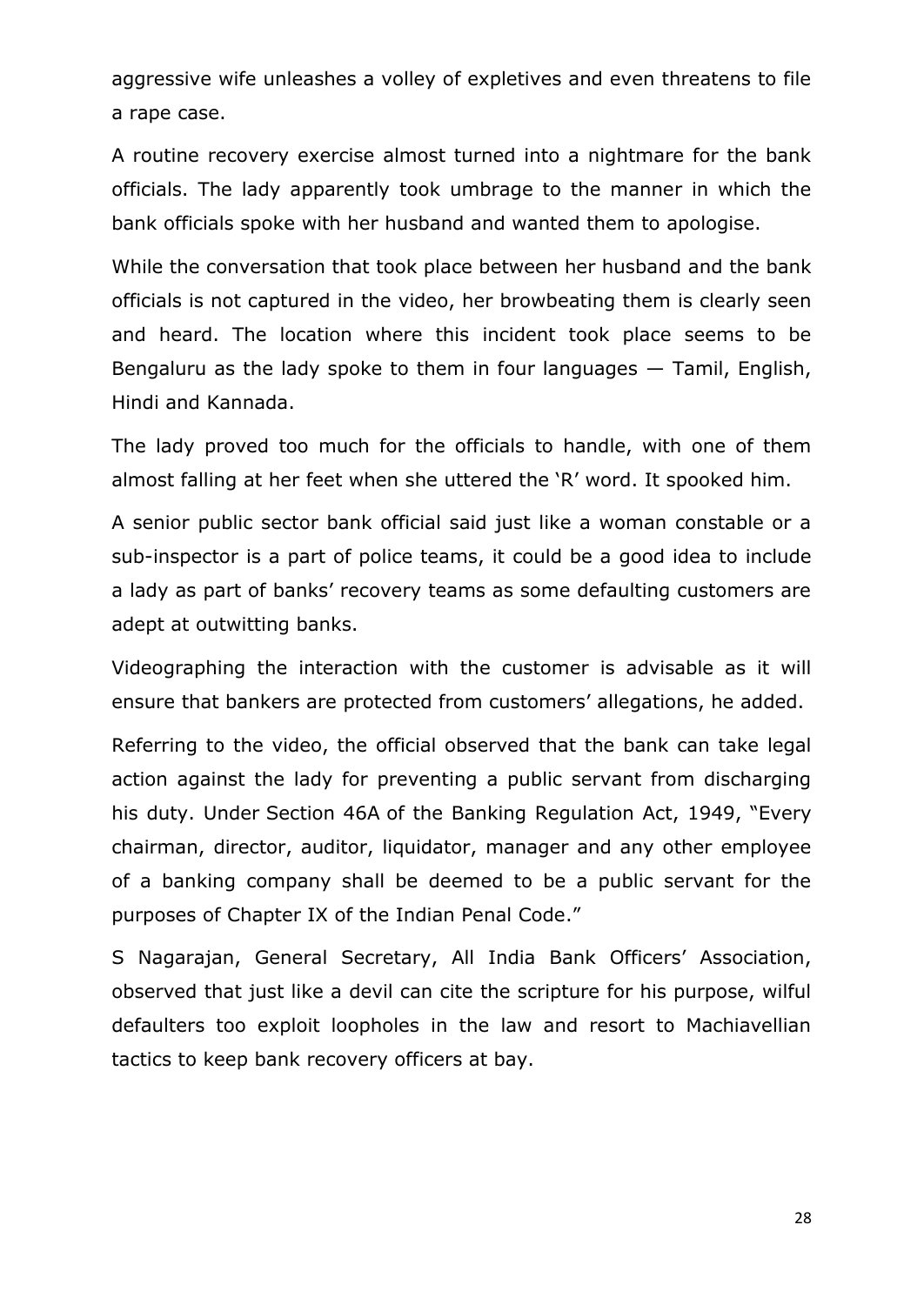aggressive wife unleashes a volley of expletives and even threatens to file a rape case.

A routine recovery exercise almost turned into a nightmare for the bank officials. The lady apparently took umbrage to the manner in which the bank officials spoke with her husband and wanted them to apologise.

While the conversation that took place between her husband and the bank officials is not captured in the video, her browbeating them is clearly seen and heard. The location where this incident took place seems to be Bengaluru as the lady spoke to them in four languages — Tamil, English, Hindi and Kannada.

The lady proved too much for the officials to handle, with one of them almost falling at her feet when she uttered the 'R' word. It spooked him.

A senior public sector bank official said just like a woman constable or a sub-inspector is a part of police teams, it could be a good idea to include a lady as part of banks' recovery teams as some defaulting customers are adept at outwitting banks.

Videographing the interaction with the customer is advisable as it will ensure that bankers are protected from customers' allegations, he added.

Referring to the video, the official observed that the bank can take legal action against the lady for preventing a public servant from discharging his duty. Under Section 46A of the Banking Regulation Act, 1949, "Every chairman, director, auditor, liquidator, manager and any other employee of a banking company shall be deemed to be a public servant for the purposes of Chapter IX of the Indian Penal Code."

S Nagarajan, General Secretary, All India Bank Officers' Association, observed that just like a devil can cite the scripture for his purpose, wilful defaulters too exploit loopholes in the law and resort to Machiavellian tactics to keep bank recovery officers at bay.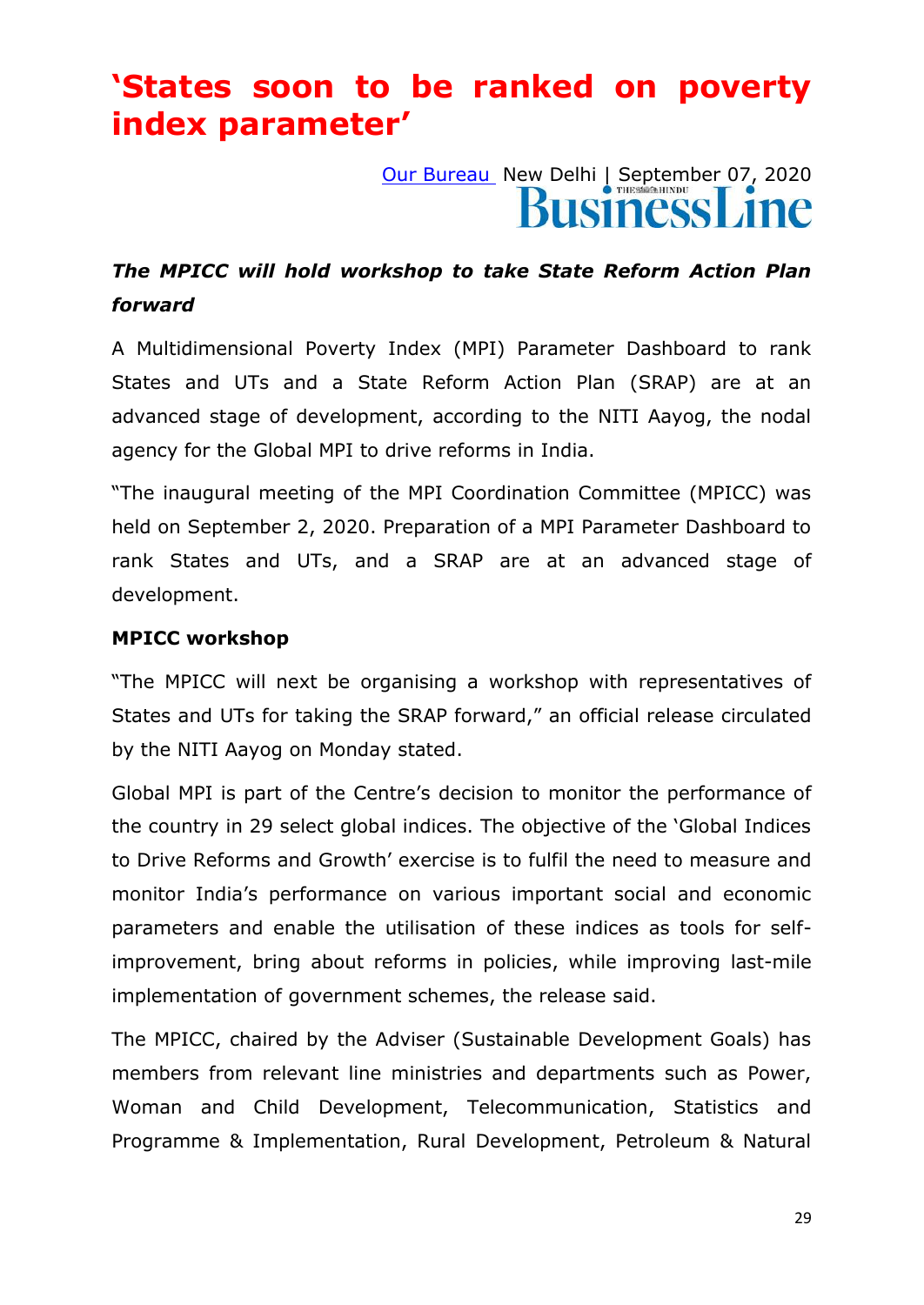# 'States soon to be ranked on poverty index parameter'

Our Bureau New Delhi | September 07, 2020

BusinessLine

***The MPICC will hold workshop to take State Reform Action Plan forward***

A Multidimensional Poverty Index (MPI) Parameter Dashboard to rank States and UTs and a State Reform Action Plan (SRAP) are at an advanced stage of development, according to the NITI Aayog, the nodal agency for the Global MPI to drive reforms in India.

"The inaugural meeting of the MPI Coordination Committee (MPICC) was held on September 2, 2020. Preparation of a MPI Parameter Dashboard to rank States and UTs, and a SRAP are at an advanced stage of development.

**MPICC workshop**

"The MPICC will next be organising a workshop with representatives of States and UTs for taking the SRAP forward," an official release circulated by the NITI Aayog on Monday stated.

Global MPI is part of the Centre's decision to monitor the performance of the country in 29 select global indices. The objective of the 'Global Indices to Drive Reforms and Growth' exercise is to fulfil the need to measure and monitor India's performance on various important social and economic parameters and enable the utilisation of these indices as tools for self-improvement, bring about reforms in policies, while improving last-mile implementation of government schemes, the release said.

The MPICC, chaired by the Adviser (Sustainable Development Goals) has members from relevant line ministries and departments such as Power, Woman and Child Development, Telecommunication, Statistics and Programme & Implementation, Rural Development, Petroleum & Natural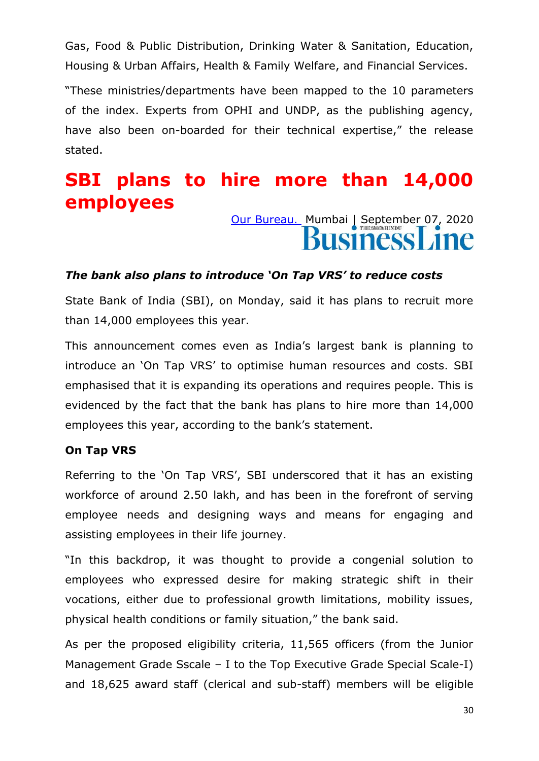Gas, Food & Public Distribution, Drinking Water & Sanitation, Education, Housing & Urban Affairs, Health & Family Welfare, and Financial Services.

"These ministries/departments have been mapped to the 10 parameters of the index. Experts from OPHI and UNDP, as the publishing agency, have also been on-boarded for their technical expertise," the release stated.

# SBI plans to hire more than 14,000 employees

Our Bureau. Mumbai | September 07, 2020
BusinessLine

***The bank also plans to introduce 'On Tap VRS' to reduce costs***

State Bank of India (SBI), on Monday, said it has plans to recruit more than 14,000 employees this year.

This announcement comes even as India's largest bank is planning to introduce an 'On Tap VRS' to optimise human resources and costs. SBI emphasised that it is expanding its operations and requires people. This is evidenced by the fact that the bank has plans to hire more than 14,000 employees this year, according to the bank's statement.

**On Tap VRS**

Referring to the 'On Tap VRS', SBI underscored that it has an existing workforce of around 2.50 lakh, and has been in the forefront of serving employee needs and designing ways and means for engaging and assisting employees in their life journey.

"In this backdrop, it was thought to provide a congenial solution to employees who expressed desire for making strategic shift in their vocations, either due to professional growth limitations, mobility issues, physical health conditions or family situation," the bank said.

As per the proposed eligibility criteria, 11,565 officers (from the Junior Management Grade Sscale – I to the Top Executive Grade Special Scale-I) and 18,625 award staff (clerical and sub-staff) members will be eligible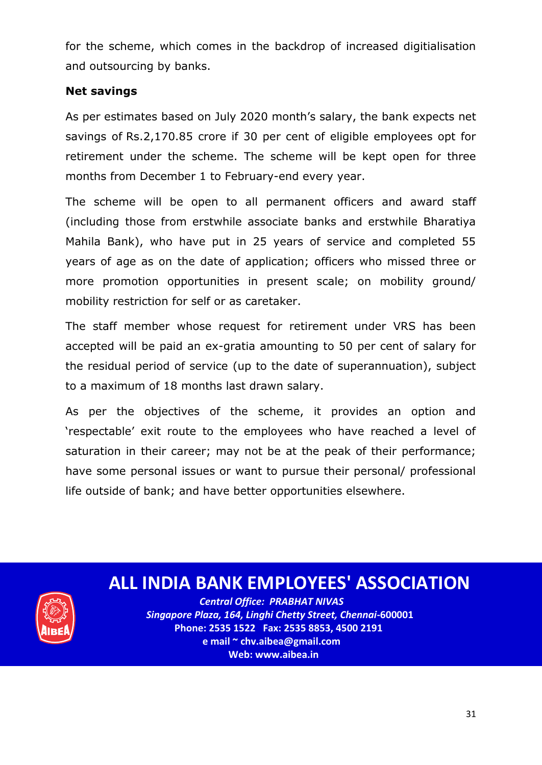for the scheme, which comes in the backdrop of increased digitialisation and outsourcing by banks.

**Net savings**

As per estimates based on July 2020 month's salary, the bank expects net savings of Rs.2,170.85 crore if 30 per cent of eligible employees opt for retirement under the scheme. The scheme will be kept open for three months from December 1 to February-end every year.

The scheme will be open to all permanent officers and award staff (including those from erstwhile associate banks and erstwhile Bharatiya Mahila Bank), who have put in 25 years of service and completed 55 years of age as on the date of application; officers who missed three or more promotion opportunities in present scale; on mobility ground/ mobility restriction for self or as caretaker.

The staff member whose request for retirement under VRS has been accepted will be paid an ex-gratia amounting to 50 per cent of salary for the residual period of service (up to the date of superannuation), subject to a maximum of 18 months last drawn salary.

As per the objectives of the scheme, it provides an option and 'respectable' exit route to the employees who have reached a level of saturation in their career; may not be at the peak of their performance; have some personal issues or want to pursue their personal/ professional life outside of bank; and have better opportunities elsewhere.

**ALL INDIA BANK EMPLOYEES' ASSOCIATION**

*Central Office: PRABHAT NIVAS*
*Singapore Plaza, 164, Linghi Chetty Street, Chennai*-600001
**Phone: 2535 1522 Fax: 2535 8853, 4500 2191**
**e mail ~ chv.aibea@gmail.com**
**Web: www.aibea.in**